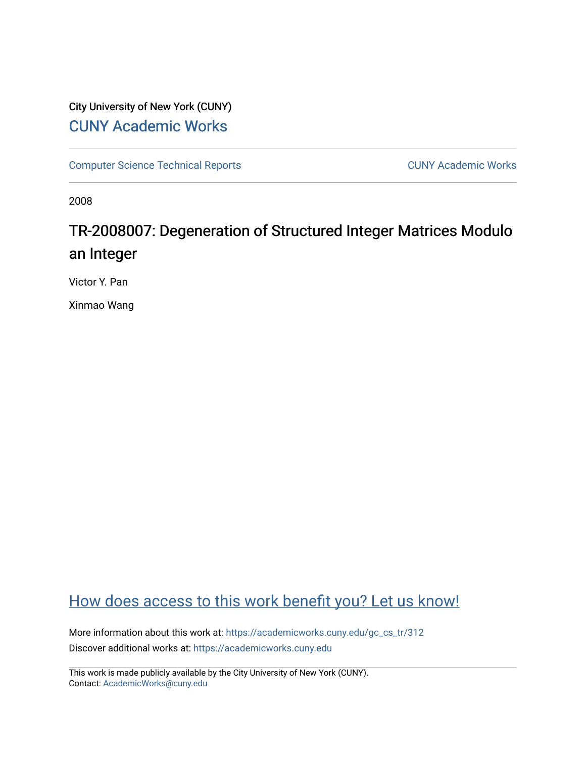City University of New York (CUNY)

CUNY Academic Works

Computer Science Technical Reports

CUNY Academic Works

2008

# TR-2008007: Degeneration of Structured Integer Matrices Modulo an Integer

Victor Y. Pan

Xinmao Wang

How does access to this work benefit you? Let us know!

More information about this work at: https://academicworks.cuny.edu/gc_cs_tr/312

Discover additional works at: https://academicworks.cuny.edu

This work is made publicly available by the City University of New York (CUNY).
Contact: AcademicWorks@cuny.edu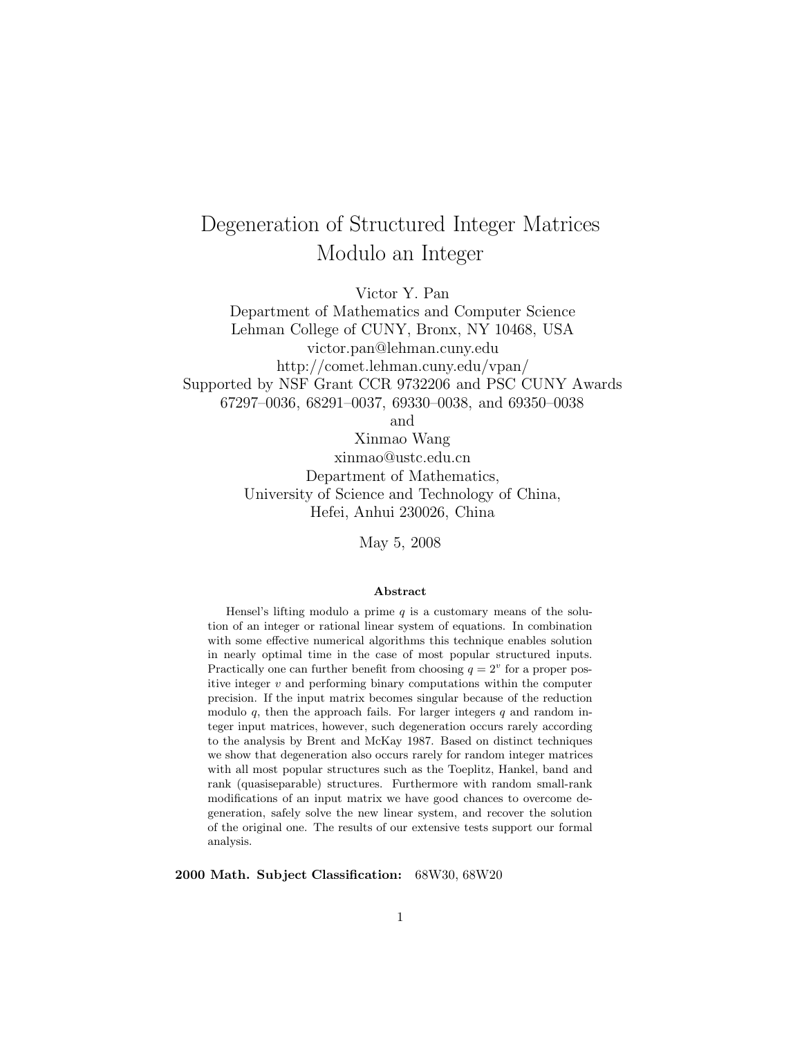# Degeneration of Structured Integer Matrices Modulo an Integer

Victor Y. Pan
Department of Mathematics and Computer Science
Lehman College of CUNY, Bronx, NY 10468, USA
victor.pan@lehman.cuny.edu
http://comet.lehman.cuny.edu/vpan/
Supported by NSF Grant CCR 9732206 and PSC CUNY Awards 67297–0036, 68291–0037, 69330–0038, and 69350–0038
and
Xinmao Wang
xinmao@ustc.edu.cn
Department of Mathematics,
University of Science and Technology of China,
Hefei, Anhui 230026, China

May 5, 2008

**Abstract**

Hensel's lifting modulo a prime $q$ is a customary means of the solution of an integer or rational linear system of equations. In combination with some effective numerical algorithms this technique enables solution in nearly optimal time in the case of most popular structured inputs. Practically one can further benefit from choosing $q = 2^v$ for a proper positive integer $v$ and performing binary computations within the computer precision. If the input matrix becomes singular because of the reduction modulo $q$, then the approach fails. For larger integers $q$ and random integer input matrices, however, such degeneration occurs rarely according to the analysis by Brent and McKay 1987. Based on distinct techniques we show that degeneration also occurs rarely for random integer matrices with all most popular structures such as the Toeplitz, Hankel, band and rank (quasiseparable) structures. Furthermore with random small-rank modifications of an input matrix we have good chances to overcome degeneration, safely solve the new linear system, and recover the solution of the original one. The results of our extensive tests support our formal analysis.

**2000 Math. Subject Classification:** 68W30, 68W20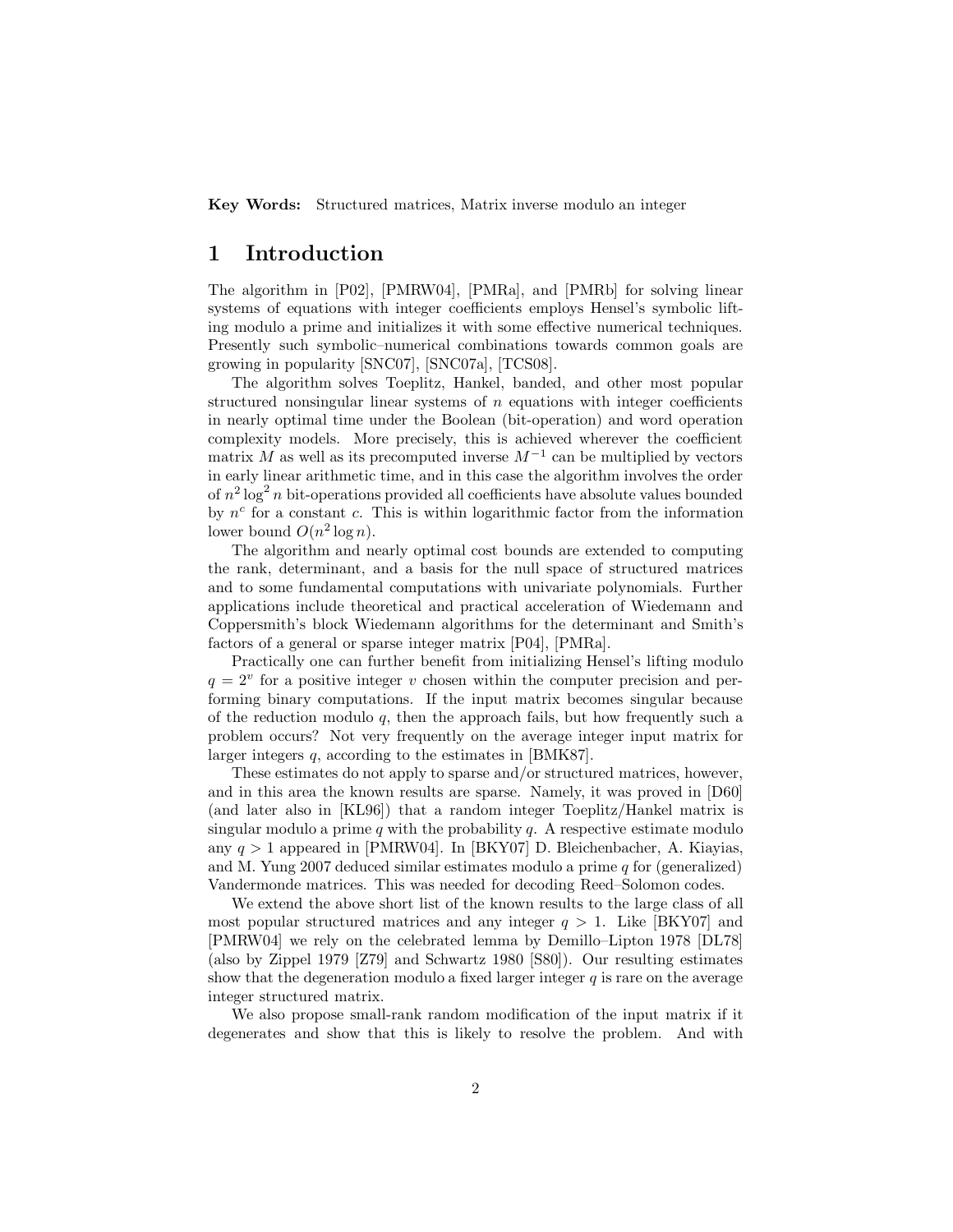**Key Words:** Structured matrices, Matrix inverse modulo an integer

# 1 Introduction

The algorithm in [P02], [PMRW04], [PMRa], and [PMRb] for solving linear systems of equations with integer coefficients employs Hensel's symbolic lifting modulo a prime and initializes it with some effective numerical techniques. Presently such symbolic–numerical combinations towards common goals are growing in popularity [SNC07], [SNC07a], [TCS08].

The algorithm solves Toeplitz, Hankel, banded, and other most popular structured nonsingular linear systems of $n$ equations with integer coefficients in nearly optimal time under the Boolean (bit-operation) and word operation complexity models. More precisely, this is achieved wherever the coefficient matrix $M$ as well as its precomputed inverse $M^{-1}$ can be multiplied by vectors in early linear arithmetic time, and in this case the algorithm involves the order of $n^2 \log^2 n$ bit-operations provided all coefficients have absolute values bounded by $n^c$ for a constant $c$. This is within logarithmic factor from the information lower bound $O(n^2 \log n)$.

The algorithm and nearly optimal cost bounds are extended to computing the rank, determinant, and a basis for the null space of structured matrices and to some fundamental computations with univariate polynomials. Further applications include theoretical and practical acceleration of Wiedemann and Coppersmith's block Wiedemann algorithms for the determinant and Smith's factors of a general or sparse integer matrix [P04], [PMRa].

Practically one can further benefit from initializing Hensel's lifting modulo $q = 2^v$ for a positive integer $v$ chosen within the computer precision and performing binary computations. If the input matrix becomes singular because of the reduction modulo $q$, then the approach fails, but how frequently such a problem occurs? Not very frequently on the average integer input matrix for larger integers $q$, according to the estimates in [BMK87].

These estimates do not apply to sparse and/or structured matrices, however, and in this area the known results are sparse. Namely, it was proved in [D60] (and later also in [KL96]) that a random integer Toeplitz/Hankel matrix is singular modulo a prime $q$ with the probability $q$. A respective estimate modulo any $q > 1$ appeared in [PMRW04]. In [BKY07] D. Bleichenbacher, A. Kiayias, and M. Yung 2007 deduced similar estimates modulo a prime $q$ for (generalized) Vandermonde matrices. This was needed for decoding Reed–Solomon codes.

We extend the above short list of the known results to the large class of all most popular structured matrices and any integer $q > 1$. Like [BKY07] and [PMRW04] we rely on the celebrated lemma by Demillo–Lipton 1978 [DL78] (also by Zippel 1979 [Z79] and Schwartz 1980 [S80]). Our resulting estimates show that the degeneration modulo a fixed larger integer $q$ is rare on the average integer structured matrix.

We also propose small-rank random modification of the input matrix if it degenerates and show that this is likely to resolve the problem. And with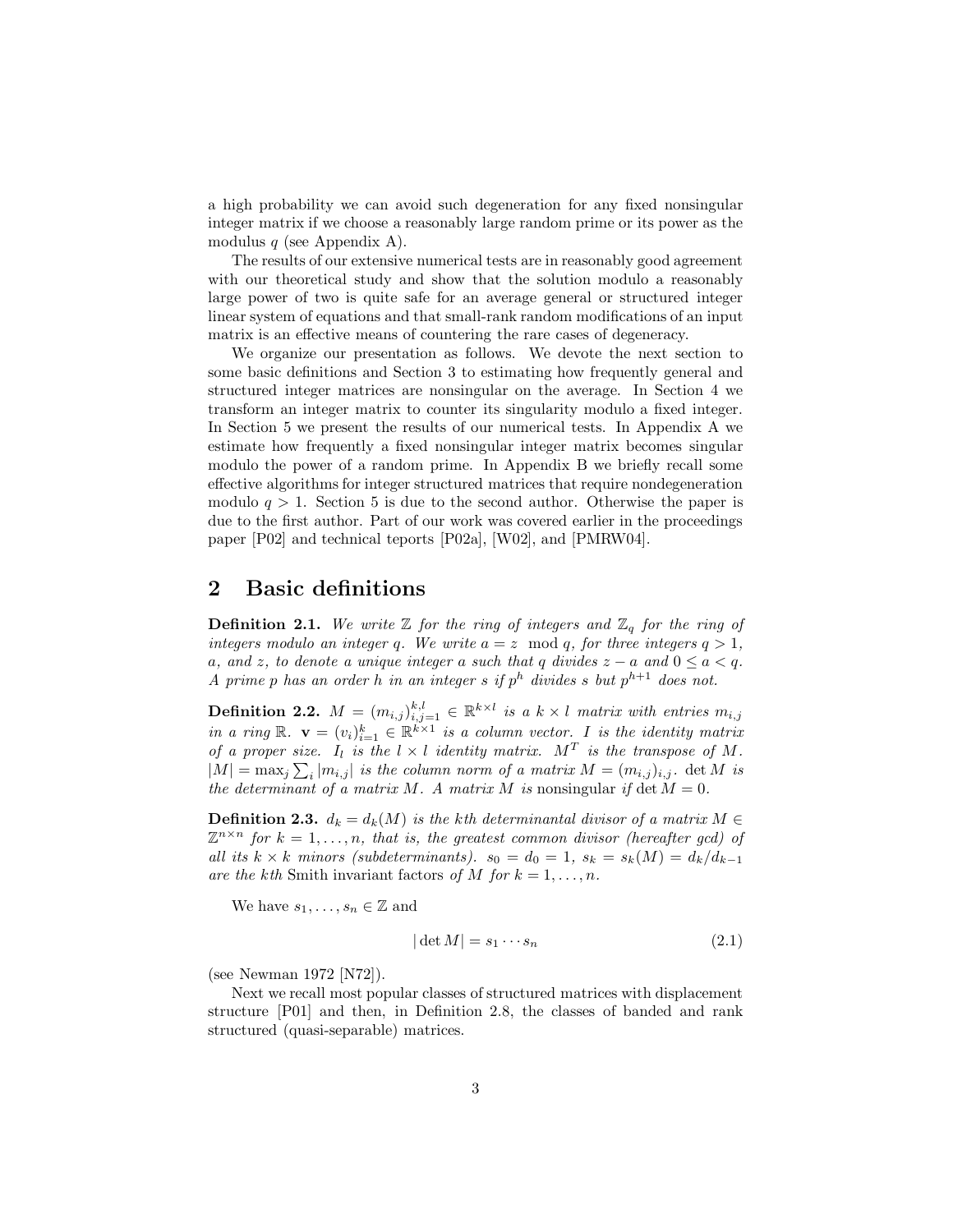a high probability we can avoid such degeneration for any fixed nonsingular integer matrix if we choose a reasonably large random prime or its power as the modulus $q$ (see Appendix A).

The results of our extensive numerical tests are in reasonably good agreement with our theoretical study and show that the solution modulo a reasonably large power of two is quite safe for an average general or structured integer linear system of equations and that small-rank random modifications of an input matrix is an effective means of countering the rare cases of degeneracy.

We organize our presentation as follows. We devote the next section to some basic definitions and Section 3 to estimating how frequently general and structured integer matrices are nonsingular on the average. In Section 4 we transform an integer matrix to counter its singularity modulo a fixed integer. In Section 5 we present the results of our numerical tests. In Appendix A we estimate how frequently a fixed nonsingular integer matrix becomes singular modulo the power of a random prime. In Appendix B we briefly recall some effective algorithms for integer structured matrices that require nondegeneration modulo $q > 1$. Section 5 is due to the second author. Otherwise the paper is due to the first author. Part of our work was covered earlier in the proceedings paper [P02] and technical teports [P02a], [W02], and [PMRW04].

## 2 Basic definitions

**Definition 2.1.** *We write $\mathbb{Z}$ for the ring of integers and $\mathbb{Z}_q$ for the ring of integers modulo an integer $q$. We write $a = z \mod q$, for three integers $q > 1$, $a$, and $z$, to denote a unique integer $a$ such that $q$ divides $z - a$ and $0 \leq a < q$. A prime $p$ has an order $h$ in an integer $s$ if $p^h$ divides $s$ but $p^{h+1}$ does not.*

**Definition 2.2.** *$M = (m_{i,j})_{i,j=1}^{k,l} \in \mathbb{R}^{k\times l}$ is a $k \times l$ matrix with entries $m_{i,j}$ in a ring $\mathbb{R}$. $\mathbf{v} = (v_i)_{i=1}^{k} \in \mathbb{R}^{k\times 1}$ is a column vector. $I$ is the identity matrix of a proper size. $I_l$ is the $l \times l$ identity matrix. $M^T$ is the transpose of $M$. $|M| = \max_j \sum_i |m_{i,j}|$ is the column norm of a matrix $M = (m_{i,j})_{i,j}$. $\det M$ is the determinant of a matrix $M$. A matrix $M$ is* nonsingular *if $\det M = 0$.*

**Definition 2.3.** *$d_k = d_k(M)$ is the $k$th determinantal divisor of a matrix $M \in \mathbb{Z}^{n\times n}$ for $k = 1, \ldots, n$, that is, the greatest common divisor (hereafter gcd) of all its $k \times k$ minors (subdeterminants). $s_0 = d_0 = 1$, $s_k = s_k(M) = d_k/d_{k-1}$ are the $k$th* Smith invariant factors *of $M$ for $k = 1, \ldots, n$.*

We have $s_1, \ldots, s_n \in \mathbb{Z}$ and

$$|\det M| = s_1 \cdots s_n \tag{2.1}$$

(see Newman 1972 [N72]).

Next we recall most popular classes of structured matrices with displacement structure [P01] and then, in Definition 2.8, the classes of banded and rank structured (quasi-separable) matrices.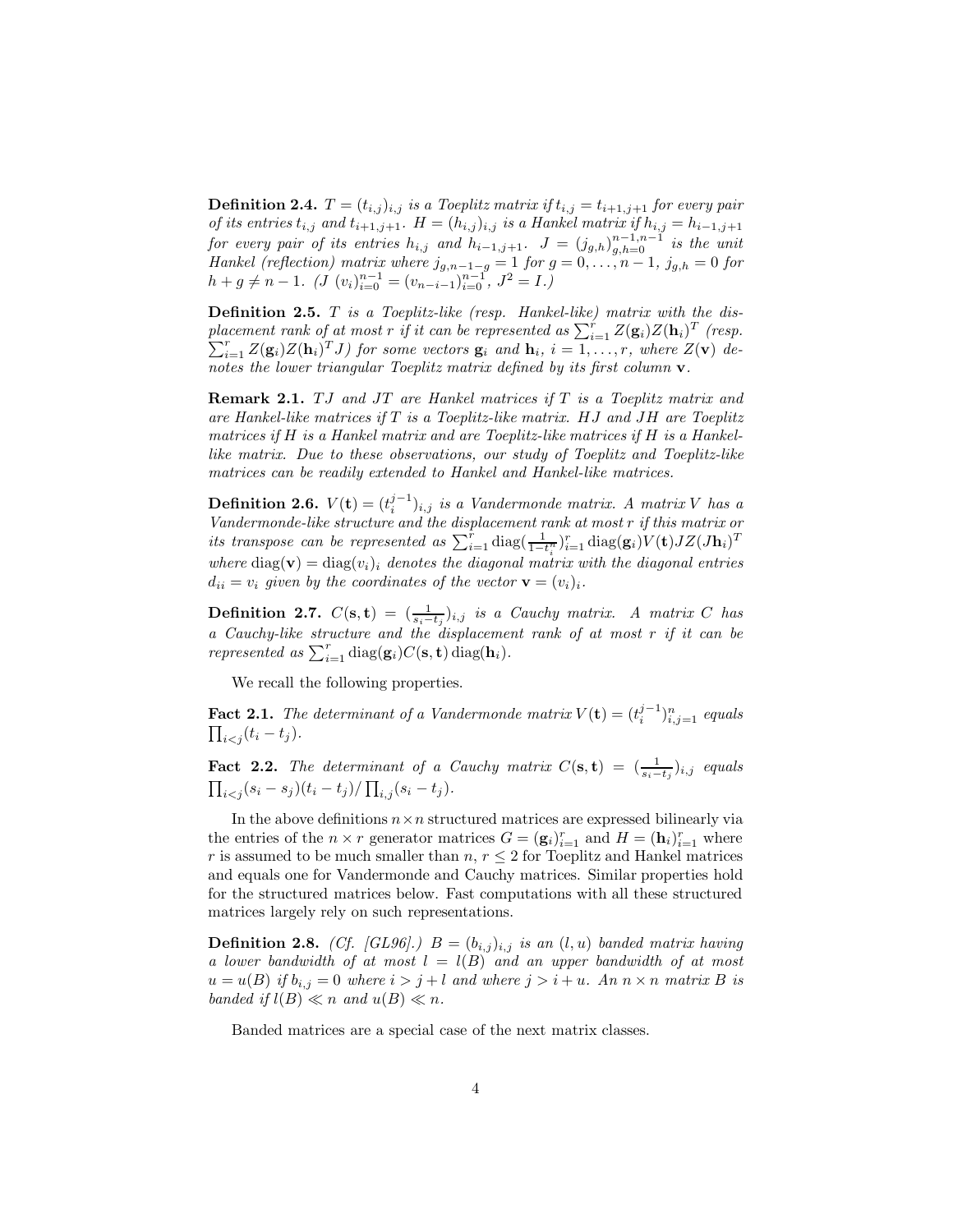**Definition 2.4.** *$T = (t_{i,j})_{i,j}$ is a Toeplitz matrix if $t_{i,j} = t_{i+1,j+1}$ for every pair of its entries $t_{i,j}$ and $t_{i+1,j+1}$. $H = (h_{i,j})_{i,j}$ is a Hankel matrix if $h_{i,j} = h_{i-1,j+1}$ for every pair of its entries $h_{i,j}$ and $h_{i-1,j+1}$. $J = (j_{g,h})_{g,h=0}^{n-1,n-1}$ is the unit Hankel (reflection) matrix where $j_{g,n-1-g} = 1$ for $g = 0, \dots, n-1$, $j_{g,h} = 0$ for $h + g \neq n-1$. ($J\ (v_i)_{i=0}^{n-1} = (v_{n-i-1})_{i=0}^{n-1}$, $J^2 = I$.)*

**Definition 2.5.** *$T$ is a Toeplitz-like (resp. Hankel-like) matrix with the displacement rank of at most $r$ if it can be represented as $\sum_{i=1}^{r} Z(\mathbf{g}_i)Z(\mathbf{h}_i)^T$ (resp. $\sum_{i=1}^{r} Z(\mathbf{g}_i)Z(\mathbf{h}_i)^T J$) for some vectors $\mathbf{g}_i$ and $\mathbf{h}_i$, $i = 1, \dots, r$, where $Z(\mathbf{v})$ denotes the lower triangular Toeplitz matrix defined by its first column $\mathbf{v}$.*

**Remark 2.1.** *$TJ$ and $JT$ are Hankel matrices if $T$ is a Toeplitz matrix and are Hankel-like matrices if $T$ is a Toeplitz-like matrix. $HJ$ and $JH$ are Toeplitz matrices if $H$ is a Hankel matrix and are Toeplitz-like matrices if $H$ is a Hankel-like matrix. Due to these observations, our study of Toeplitz and Toeplitz-like matrices can be readily extended to Hankel and Hankel-like matrices.*

**Definition 2.6.** *$V(\mathbf{t}) = (t_i^{j-1})_{i,j}$ is a Vandermonde matrix. A matrix $V$ has a Vandermonde-like structure and the displacement rank at most $r$ if this matrix or its transpose can be represented as $\sum_{i=1}^{r} \operatorname{diag}(\frac{1}{1-t_i^n})_{i=1}^{r} \operatorname{diag}(\mathbf{g}_i)V(\mathbf{t})JZ(J\mathbf{h}_i)^T$ where $\operatorname{diag}(\mathbf{v}) = \operatorname{diag}(v_i)_i$ denotes the diagonal matrix with the diagonal entries $d_{ii} = v_i$ given by the coordinates of the vector $\mathbf{v} = (v_i)_i$.*

**Definition 2.7.** *$C(\mathbf{s}, \mathbf{t}) = (\frac{1}{s_i - t_j})_{i,j}$ is a Cauchy matrix. A matrix $C$ has a Cauchy-like structure and the displacement rank of at most $r$ if it can be represented as $\sum_{i=1}^{r} \operatorname{diag}(\mathbf{g}_i)C(\mathbf{s}, \mathbf{t}) \operatorname{diag}(\mathbf{h}_i)$.*

We recall the following properties.

**Fact 2.1.** *The determinant of a Vandermonde matrix $V(\mathbf{t}) = (t_i^{j-1})_{i,j=1}^{n}$ equals $\prod_{i<j}(t_i - t_j)$.*

**Fact 2.2.** *The determinant of a Cauchy matrix $C(\mathbf{s}, \mathbf{t}) = (\frac{1}{s_i - t_j})_{i,j}$ equals $\prod_{i<j}(s_i - s_j)(t_i - t_j) / \prod_{i,j}(s_i - t_j)$.*

In the above definitions $n \times n$ structured matrices are expressed bilinearly via the entries of the $n \times r$ generator matrices $G = (\mathbf{g}_i)_{i=1}^{r}$ and $H = (\mathbf{h}_i)_{i=1}^{r}$ where $r$ is assumed to be much smaller than $n$, $r \leq 2$ for Toeplitz and Hankel matrices and equals one for Vandermonde and Cauchy matrices. Similar properties hold for the structured matrices below. Fast computations with all these structured matrices largely rely on such representations.

**Definition 2.8.** *(Cf. [GL96].) $B = (b_{i,j})_{i,j}$ is an $(l, u)$ banded matrix having a lower bandwidth of at most $l = l(B)$ and an upper bandwidth of at most $u = u(B)$ if $b_{i,j} = 0$ where $i > j + l$ and where $j > i + u$. An $n \times n$ matrix $B$ is banded if $l(B) \ll n$ and $u(B) \ll n$.*

Banded matrices are a special case of the next matrix classes.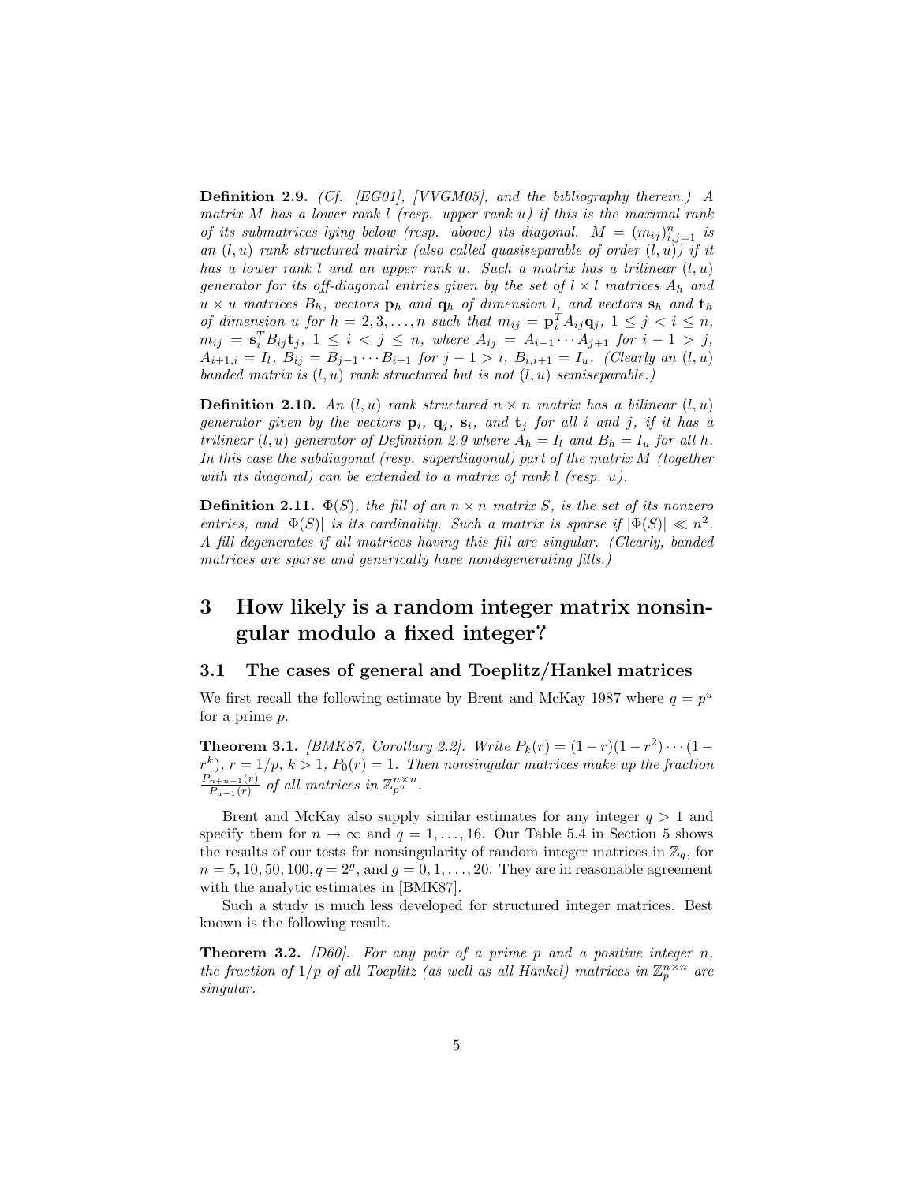**Definition 2.9.** *(Cf. [EG01], [VVGM05], and the bibliography therein.) A matrix $M$ has a lower rank $l$ (resp. upper rank $u$) if this is the maximal rank of its submatrices lying below (resp. above) its diagonal. $M = (m_{ij})_{i,j=1}^n$ is an $(l,u)$ rank structured matrix (also called quasiseparable of order $(l,u)$) if it has a lower rank $l$ and an upper rank $u$. Such a matrix has a trilinear $(l,u)$ generator for its off-diagonal entries given by the set of $l \times l$ matrices $A_h$ and $u \times u$ matrices $B_h$, vectors $\mathbf{p}_h$ and $\mathbf{q}_h$ of dimension $l$, and vectors $\mathbf{s}_h$ and $\mathbf{t}_h$ of dimension $u$ for $h = 2, 3, \ldots, n$ such that $m_{ij} = \mathbf{p}_i^T A_{ij} \mathbf{q}_j$, $1 \leq j < i \leq n$, $m_{ij} = \mathbf{s}_i^T B_{ij} \mathbf{t}_j$, $1 \leq i < j \leq n$, where $A_{ij} = A_{i-1} \cdots A_{j+1}$ for $i - 1 > j$, $A_{i+1,i} = I_l$, $B_{ij} = B_{j-1} \cdots B_{i+1}$ for $j - 1 > i$, $B_{i,i+1} = I_u$. (Clearly an $(l,u)$ banded matrix is $(l,u)$ rank structured but is not $(l,u)$ semiseparable.)*

**Definition 2.10.** *An $(l,u)$ rank structured $n \times n$ matrix has a bilinear $(l,u)$ generator given by the vectors $\mathbf{p}_i$, $\mathbf{q}_j$, $\mathbf{s}_i$, and $\mathbf{t}_j$ for all $i$ and $j$, if it has a trilinear $(l,u)$ generator of Definition 2.9 where $A_h = I_l$ and $B_h = I_u$ for all $h$. In this case the subdiagonal (resp. superdiagonal) part of the matrix $M$ (together with its diagonal) can be extended to a matrix of rank $l$ (resp. $u$).*

**Definition 2.11.** *$\Phi(S)$, the fill of an $n \times n$ matrix $S$, is the set of its nonzero entries, and $|\Phi(S)|$ is its cardinality. Such a matrix is sparse if $|\Phi(S)| \ll n^2$. A fill degenerates if all matrices having this fill are singular. (Clearly, banded matrices are sparse and generically have nondegenerating fills.)*

# 3 How likely is a random integer matrix nonsingular modulo a fixed integer?

## 3.1 The cases of general and Toeplitz/Hankel matrices

We first recall the following estimate by Brent and McKay 1987 where $q = p^u$ for a prime $p$.

**Theorem 3.1.** *[BMK87, Corollary 2.2]. Write $P_k(r) = (1-r)(1-r^2)\cdots(1-r^k)$, $r = 1/p$, $k > 1$, $P_0(r) = 1$. Then nonsingular matrices make up the fraction $\frac{P_{n+u-1}(r)}{P_{u-1}(r)}$ of all matrices in $\mathbb{Z}_{p^u}^{n \times n}$.*

Brent and McKay also supply similar estimates for any integer $q > 1$ and specify them for $n \to \infty$ and $q = 1, \ldots, 16$. Our Table 5.4 in Section 5 shows the results of our tests for nonsingularity of random integer matrices in $\mathbb{Z}_q$, for $n = 5, 10, 50, 100$, $q = 2^g$, and $g = 0, 1, \ldots, 20$. They are in reasonable agreement with the analytic estimates in [BMK87].

Such a study is much less developed for structured integer matrices. Best known is the following result.

**Theorem 3.2.** *[D60]. For any pair of a prime $p$ and a positive integer $n$, the fraction of $1/p$ of all Toeplitz (as well as all Hankel) matrices in $\mathbb{Z}_p^{n \times n}$ are singular.*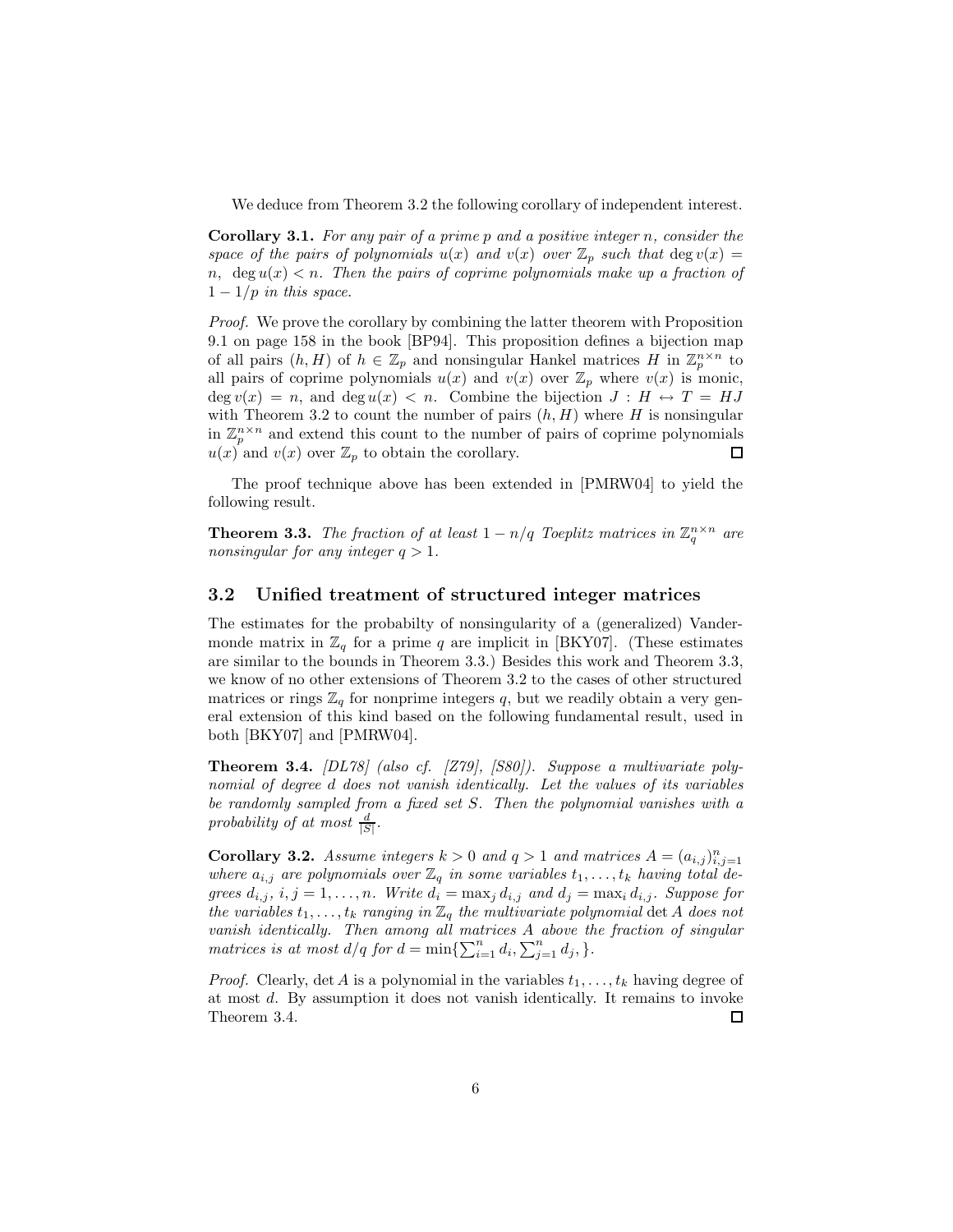We deduce from Theorem 3.2 the following corollary of independent interest.

**Corollary 3.1.** *For any pair of a prime $p$ and a positive integer $n$, consider the space of the pairs of polynomials $u(x)$ and $v(x)$ over $\mathbb{Z}_p$ such that $\deg v(x) = n$, $\deg u(x) < n$. Then the pairs of coprime polynomials make up a fraction of $1 - 1/p$ in this space.*

*Proof.* We prove the corollary by combining the latter theorem with Proposition 9.1 on page 158 in the book [BP94]. This proposition defines a bijection map of all pairs $(h, H)$ of $h \in \mathbb{Z}_p$ and nonsingular Hankel matrices $H$ in $\mathbb{Z}_p^{n \times n}$ to all pairs of coprime polynomials $u(x)$ and $v(x)$ over $\mathbb{Z}_p$ where $v(x)$ is monic, $\deg v(x) = n$, and $\deg u(x) < n$. Combine the bijection $J : H \leftrightarrow T = HJ$ with Theorem 3.2 to count the number of pairs $(h, H)$ where $H$ is nonsingular in $\mathbb{Z}_p^{n \times n}$ and extend this count to the number of pairs of coprime polynomials $u(x)$ and $v(x)$ over $\mathbb{Z}_p$ to obtain the corollary. □

The proof technique above has been extended in [PMRW04] to yield the following result.

**Theorem 3.3.** *The fraction of at least $1 - n/q$ Toeplitz matrices in $\mathbb{Z}_q^{n \times n}$ are nonsingular for any integer $q > 1$.*

## 3.2 Unified treatment of structured integer matrices

The estimates for the probabilty of nonsingularity of a (generalized) Vandermonde matrix in $\mathbb{Z}_q$ for a prime $q$ are implicit in [BKY07]. (These estimates are similar to the bounds in Theorem 3.3.) Besides this work and Theorem 3.3, we know of no other extensions of Theorem 3.2 to the cases of other structured matrices or rings $\mathbb{Z}_q$ for nonprime integers $q$, but we readily obtain a very general extension of this kind based on the following fundamental result, used in both [BKY07] and [PMRW04].

**Theorem 3.4.** *[DL78] (also cf. [Z79], [S80]). Suppose a multivariate polynomial of degree $d$ does not vanish identically. Let the values of its variables be randomly sampled from a fixed set $S$. Then the polynomial vanishes with a probability of at most $\frac{d}{|S|}$.*

**Corollary 3.2.** *Assume integers $k > 0$ and $q > 1$ and matrices $A = (a_{i,j})_{i,j=1}^n$ where $a_{i,j}$ are polynomials over $\mathbb{Z}_q$ in some variables $t_1, \ldots, t_k$ having total degrees $d_{i,j}$, $i, j = 1, \ldots, n$. Write $d_i = \max_j d_{i,j}$ and $d_j = \max_i d_{i,j}$. Suppose for the variables $t_1, \ldots, t_k$ ranging in $\mathbb{Z}_q$ the multivariate polynomial $\det A$ does not vanish identically. Then among all matrices $A$ above the fraction of singular matrices is at most $d/q$ for $d = \min\{\sum_{i=1}^n d_i, \sum_{j=1}^n d_j, \}$.*

*Proof.* Clearly, $\det A$ is a polynomial in the variables $t_1, \ldots, t_k$ having degree of at most $d$. By assumption it does not vanish identically. It remains to invoke Theorem 3.4. □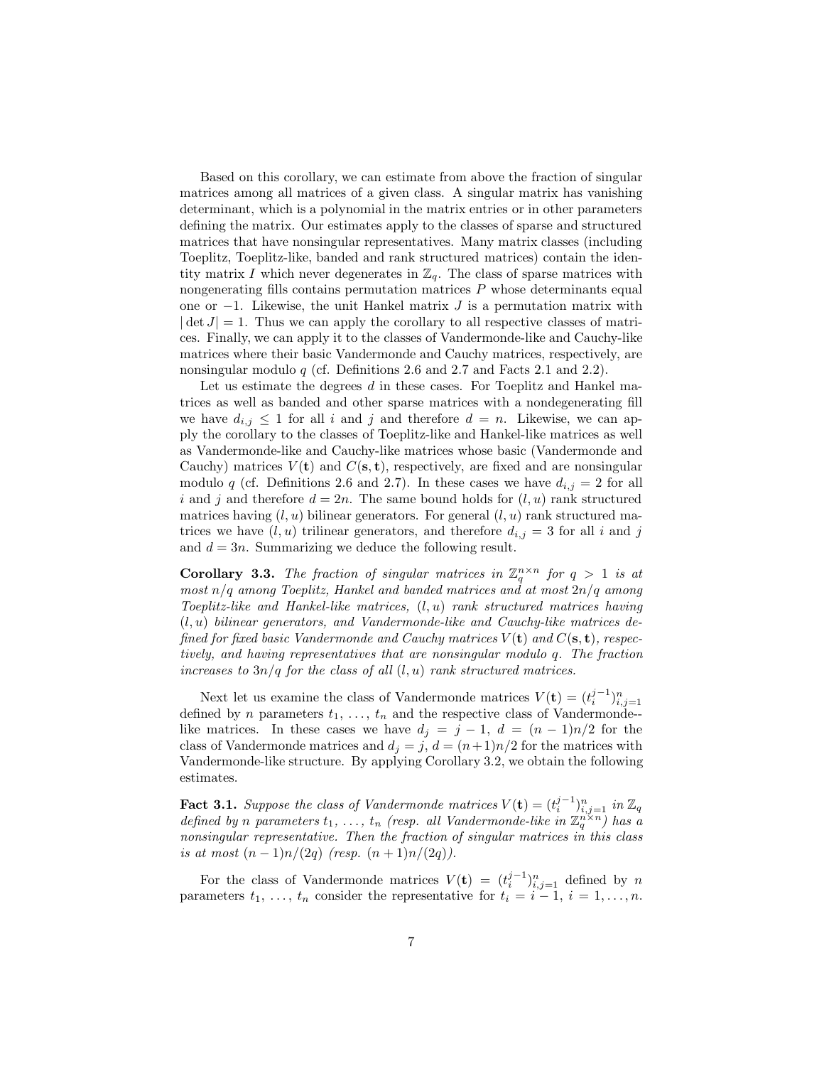Based on this corollary, we can estimate from above the fraction of singular matrices among all matrices of a given class. A singular matrix has vanishing determinant, which is a polynomial in the matrix entries or in other parameters defining the matrix. Our estimates apply to the classes of sparse and structured matrices that have nonsingular representatives. Many matrix classes (including Toeplitz, Toeplitz-like, banded and rank structured matrices) contain the identity matrix $I$ which never degenerates in $\mathbb{Z}_q$. The class of sparse matrices with nongenerating fills contains permutation matrices $P$ whose determinants equal one or $-1$. Likewise, the unit Hankel matrix $J$ is a permutation matrix with $|\det J| = 1$. Thus we can apply the corollary to all respective classes of matrices. Finally, we can apply it to the classes of Vandermonde-like and Cauchy-like matrices where their basic Vandermonde and Cauchy matrices, respectively, are nonsingular modulo $q$ (cf. Definitions 2.6 and 2.7 and Facts 2.1 and 2.2).

Let us estimate the degrees $d$ in these cases. For Toeplitz and Hankel matrices as well as banded and other sparse matrices with a nondegenerating fill we have $d_{i,j} \leq 1$ for all $i$ and $j$ and therefore $d = n$. Likewise, we can apply the corollary to the classes of Toeplitz-like and Hankel-like matrices as well as Vandermonde-like and Cauchy-like matrices whose basic (Vandermonde and Cauchy) matrices $V(\mathbf{t})$ and $C(\mathbf{s}, \mathbf{t})$, respectively, are fixed and are nonsingular modulo $q$ (cf. Definitions 2.6 and 2.7). In these cases we have $d_{i,j} = 2$ for all $i$ and $j$ and therefore $d = 2n$. The same bound holds for $(l, u)$ rank structured matrices having $(l, u)$ bilinear generators. For general $(l, u)$ rank structured matrices we have $(l, u)$ trilinear generators, and therefore $d_{i,j} = 3$ for all $i$ and $j$ and $d = 3n$. Summarizing we deduce the following result.

**Corollary 3.3.** *The fraction of singular matrices in $\mathbb{Z}_q^{n\times n}$ for $q > 1$ is at most $n/q$ among Toeplitz, Hankel and banded matrices and at most $2n/q$ among Toeplitz-like and Hankel-like matrices, $(l, u)$ rank structured matrices having $(l, u)$ bilinear generators, and Vandermonde-like and Cauchy-like matrices defined for fixed basic Vandermonde and Cauchy matrices $V(\mathbf{t})$ and $C(\mathbf{s}, \mathbf{t})$, respectively, and having representatives that are nonsingular modulo $q$. The fraction increases to $3n/q$ for the class of all $(l, u)$ rank structured matrices.*

Next let us examine the class of Vandermonde matrices $V(\mathbf{t}) = (t_i^{j-1})_{i,j=1}^n$ defined by $n$ parameters $t_1, \ldots, t_n$ and the respective class of Vandermonde-like matrices. In these cases we have $d_j = j - 1$, $d = (n-1)n/2$ for the class of Vandermonde matrices and $d_j = j$, $d = (n+1)n/2$ for the matrices with Vandermonde-like structure. By applying Corollary 3.2, we obtain the following estimates.

**Fact 3.1.** *Suppose the class of Vandermonde matrices $V(\mathbf{t}) = (t_i^{j-1})_{i,j=1}^n$ in $\mathbb{Z}_q$ defined by $n$ parameters $t_1, \ldots, t_n$ (resp. all Vandermonde-like in $\mathbb{Z}_q^{n\times n}$) has a nonsingular representative. Then the fraction of singular matrices in this class is at most $(n-1)n/(2q)$ (resp. $(n+1)n/(2q)$).*

For the class of Vandermonde matrices $V(\mathbf{t}) = (t_i^{j-1})_{i,j=1}^n$ defined by $n$ parameters $t_1, \ldots, t_n$ consider the representative for $t_i = i - 1$, $i = 1, \ldots, n$.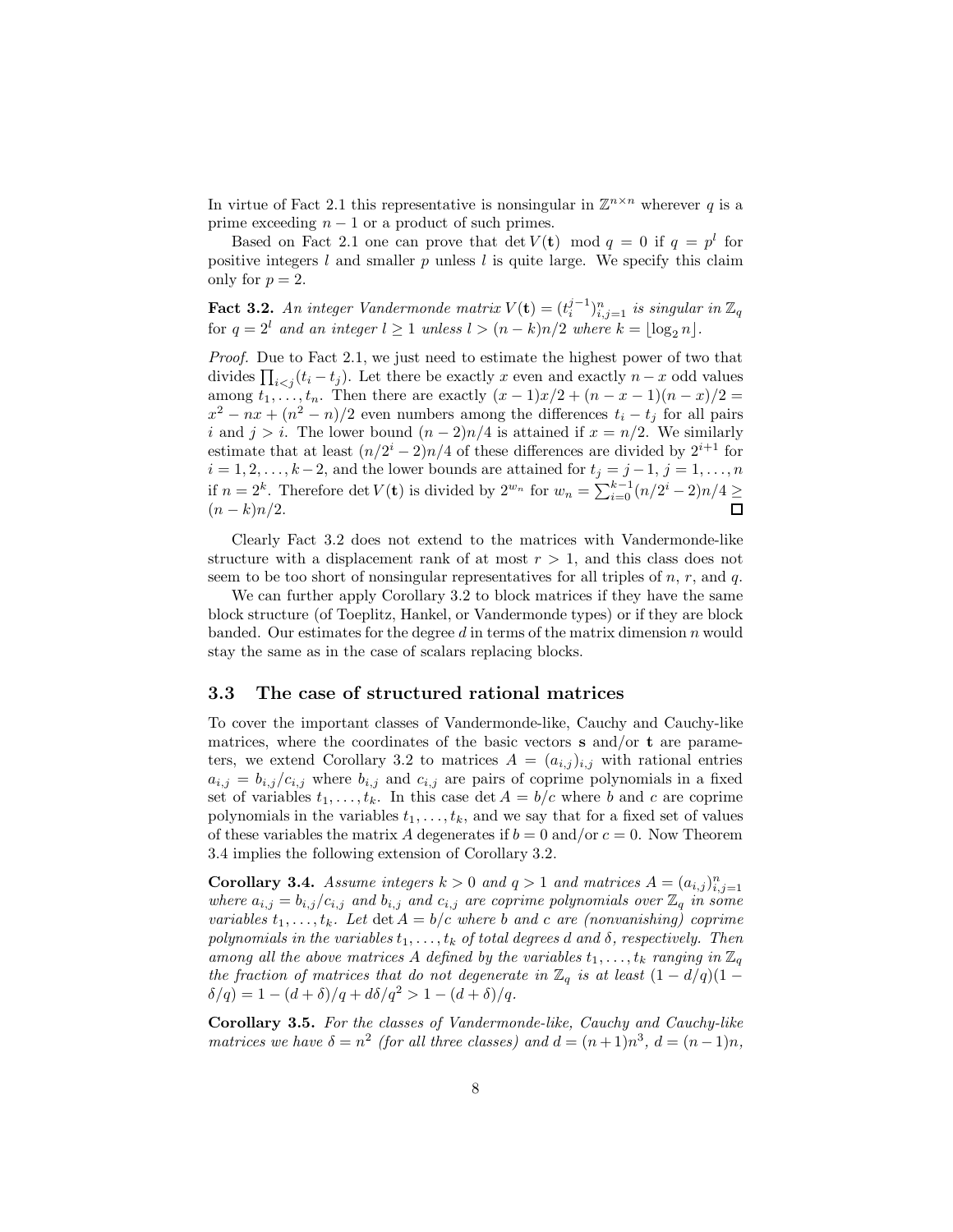In virtue of Fact 2.1 this representative is nonsingular in $\mathbb{Z}^{n\times n}$ wherever $q$ is a prime exceeding $n-1$ or a product of such primes.

Based on Fact 2.1 one can prove that $\det V(\mathbf{t}) \mod q = 0$ if $q = p^l$ for positive integers $l$ and smaller $p$ unless $l$ is quite large. We specify this claim only for $p = 2$.

**Fact 3.2.** *An integer Vandermonde matrix $V(\mathbf{t}) = (t_i^{j-1})_{i,j=1}^n$ is singular in $\mathbb{Z}_q$ for $q = 2^l$ and an integer $l \geq 1$ unless $l > (n-k)n/2$ where $k = \lfloor \log_2 n \rfloor$.*

*Proof.* Due to Fact 2.1, we just need to estimate the highest power of two that divides $\prod_{i<j}(t_i - t_j)$. Let there be exactly $x$ even and exactly $n-x$ odd values among $t_1, \ldots, t_n$. Then there are exactly $(x-1)x/2 + (n-x-1)(n-x)/2 = x^2 - nx + (n^2-n)/2$ even numbers among the differences $t_i - t_j$ for all pairs $i$ and $j > i$. The lower bound $(n-2)n/4$ is attained if $x = n/2$. We similarly estimate that at least $(n/2^i - 2)n/4$ of these differences are divided by $2^{i+1}$ for $i = 1, 2, \ldots, k-2$, and the lower bounds are attained for $t_j = j-1$, $j = 1, \ldots, n$ if $n = 2^k$. Therefore $\det V(\mathbf{t})$ is divided by $2^{w_n}$ for $w_n = \sum_{i=0}^{k-1}(n/2^i - 2)n/4 \geq (n-k)n/2$. $\square$

Clearly Fact 3.2 does not extend to the matrices with Vandermonde-like structure with a displacement rank of at most $r > 1$, and this class does not seem to be too short of nonsingular representatives for all triples of $n$, $r$, and $q$.

We can further apply Corollary 3.2 to block matrices if they have the same block structure (of Toeplitz, Hankel, or Vandermonde types) or if they are block banded. Our estimates for the degree $d$ in terms of the matrix dimension $n$ would stay the same as in the case of scalars replacing blocks.

### 3.3 The case of structured rational matrices

To cover the important classes of Vandermonde-like, Cauchy and Cauchy-like matrices, where the coordinates of the basic vectors $\mathbf{s}$ and/or $\mathbf{t}$ are parameters, we extend Corollary 3.2 to matrices $A = (a_{i,j})_{i,j}$ with rational entries $a_{i,j} = b_{i,j}/c_{i,j}$ where $b_{i,j}$ and $c_{i,j}$ are pairs of coprime polynomials in a fixed set of variables $t_1, \ldots, t_k$. In this case $\det A = b/c$ where $b$ and $c$ are coprime polynomials in the variables $t_1, \ldots, t_k$, and we say that for a fixed set of values of these variables the matrix $A$ degenerates if $b = 0$ and/or $c = 0$. Now Theorem 3.4 implies the following extension of Corollary 3.2.

**Corollary 3.4.** *Assume integers $k > 0$ and $q > 1$ and matrices $A = (a_{i,j})_{i,j=1}^n$ where $a_{i,j} = b_{i,j}/c_{i,j}$ and $b_{i,j}$ and $c_{i,j}$ are coprime polynomials over $\mathbb{Z}_q$ in some variables $t_1, \ldots, t_k$. Let $\det A = b/c$ where $b$ and $c$ are (nonvanishing) coprime polynomials in the variables $t_1, \ldots, t_k$ of total degrees $d$ and $\delta$, respectively. Then among all the above matrices $A$ defined by the variables $t_1, \ldots, t_k$ ranging in $\mathbb{Z}_q$ the fraction of matrices that do not degenerate in $\mathbb{Z}_q$ is at least $(1 - d/q)(1 - \delta/q) = 1 - (d+\delta)/q + d\delta/q^2 > 1 - (d+\delta)/q$.*

**Corollary 3.5.** *For the classes of Vandermonde-like, Cauchy and Cauchy-like matrices we have $\delta = n^2$ (for all three classes) and $d = (n+1)n^3$, $d = (n-1)n$,*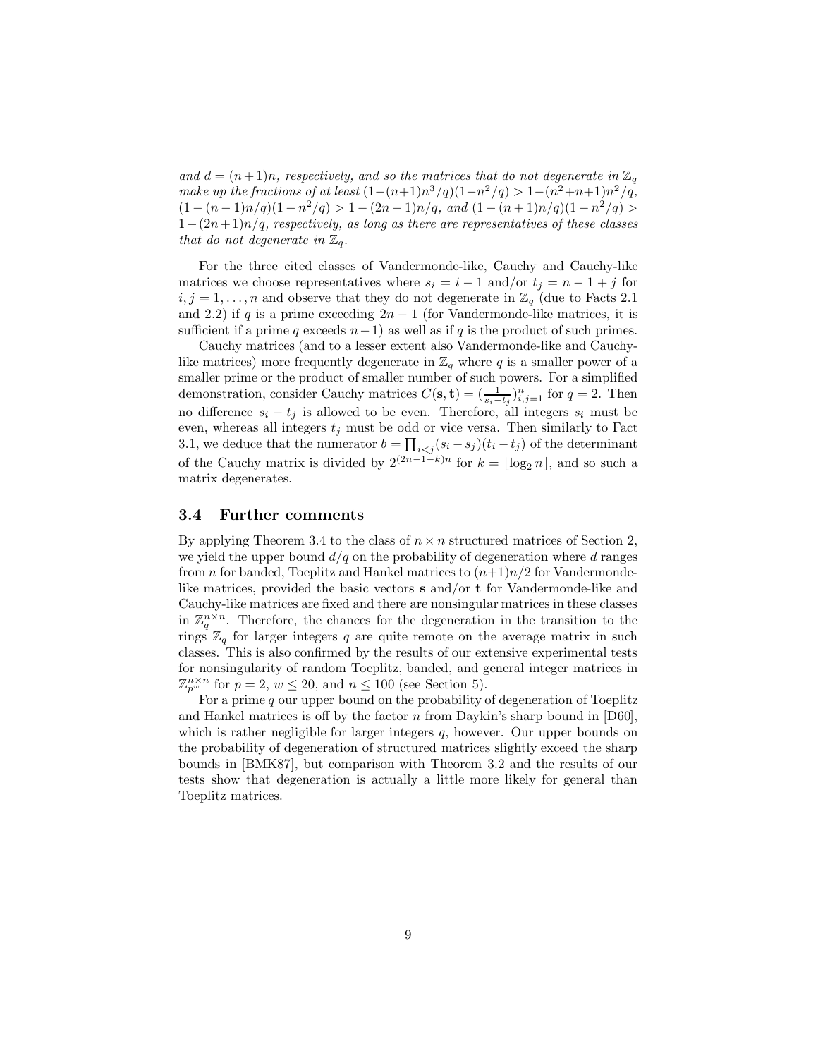*and $d = (n+1)n$, respectively, and so the matrices that do not degenerate in $\mathbb{Z}_q$ make up the fractions of at least $(1-(n+1)n^3/q)(1-n^2/q) > 1-(n^2+n+1)n^2/q$, $(1-(n-1)n/q)(1-n^2/q) > 1-(2n-1)n/q$, and $(1-(n+1)n/q)(1-n^2/q) > 1-(2n+1)n/q$, respectively, as long as there are representatives of these classes that do not degenerate in $\mathbb{Z}_q$.*

For the three cited classes of Vandermonde-like, Cauchy and Cauchy-like matrices we choose representatives where $s_i = i-1$ and/or $t_j = n-1+j$ for $i, j = 1, \dots, n$ and observe that they do not degenerate in $\mathbb{Z}_q$ (due to Facts 2.1 and 2.2) if $q$ is a prime exceeding $2n-1$ (for Vandermonde-like matrices, it is sufficient if a prime $q$ exceeds $n-1$) as well as if $q$ is the product of such primes.

Cauchy matrices (and to a lesser extent also Vandermonde-like and Cauchy-like matrices) more frequently degenerate in $\mathbb{Z}_q$ where $q$ is a smaller power of a smaller prime or the product of smaller number of such powers. For a simplified demonstration, consider Cauchy matrices $C(\mathbf{s}, \mathbf{t}) = (\frac{1}{s_i - t_j})_{i,j=1}^n$ for $q = 2$. Then no difference $s_i - t_j$ is allowed to be even. Therefore, all integers $s_i$ must be even, whereas all integers $t_j$ must be odd or vice versa. Then similarly to Fact 3.1, we deduce that the numerator $b = \prod_{i<j}(s_i - s_j)(t_i - t_j)$ of the determinant of the Cauchy matrix is divided by $2^{(2n-1-k)n}$ for $k = \lfloor \log_2 n \rfloor$, and so such a matrix degenerates.

### 3.4 Further comments

By applying Theorem 3.4 to the class of $n \times n$ structured matrices of Section 2, we yield the upper bound $d/q$ on the probability of degeneration where $d$ ranges from $n$ for banded, Toeplitz and Hankel matrices to $(n+1)n/2$ for Vandermonde-like matrices, provided the basic vectors $\mathbf{s}$ and/or $\mathbf{t}$ for Vandermonde-like and Cauchy-like matrices are fixed and there are nonsingular matrices in these classes in $\mathbb{Z}_q^{n \times n}$. Therefore, the chances for the degeneration in the transition to the rings $\mathbb{Z}_q$ for larger integers $q$ are quite remote on the average matrix in such classes. This is also confirmed by the results of our extensive experimental tests for nonsingularity of random Toeplitz, banded, and general integer matrices in $\mathbb{Z}_{p^w}^{n \times n}$ for $p = 2$, $w \leq 20$, and $n \leq 100$ (see Section 5).

For a prime $q$ our upper bound on the probability of degeneration of Toeplitz and Hankel matrices is off by the factor $n$ from Daykin's sharp bound in [D60], which is rather negligible for larger integers $q$, however. Our upper bounds on the probability of degeneration of structured matrices slightly exceed the sharp bounds in [BMK87], but comparison with Theorem 3.2 and the results of our tests show that degeneration is actually a little more likely for general than Toeplitz matrices.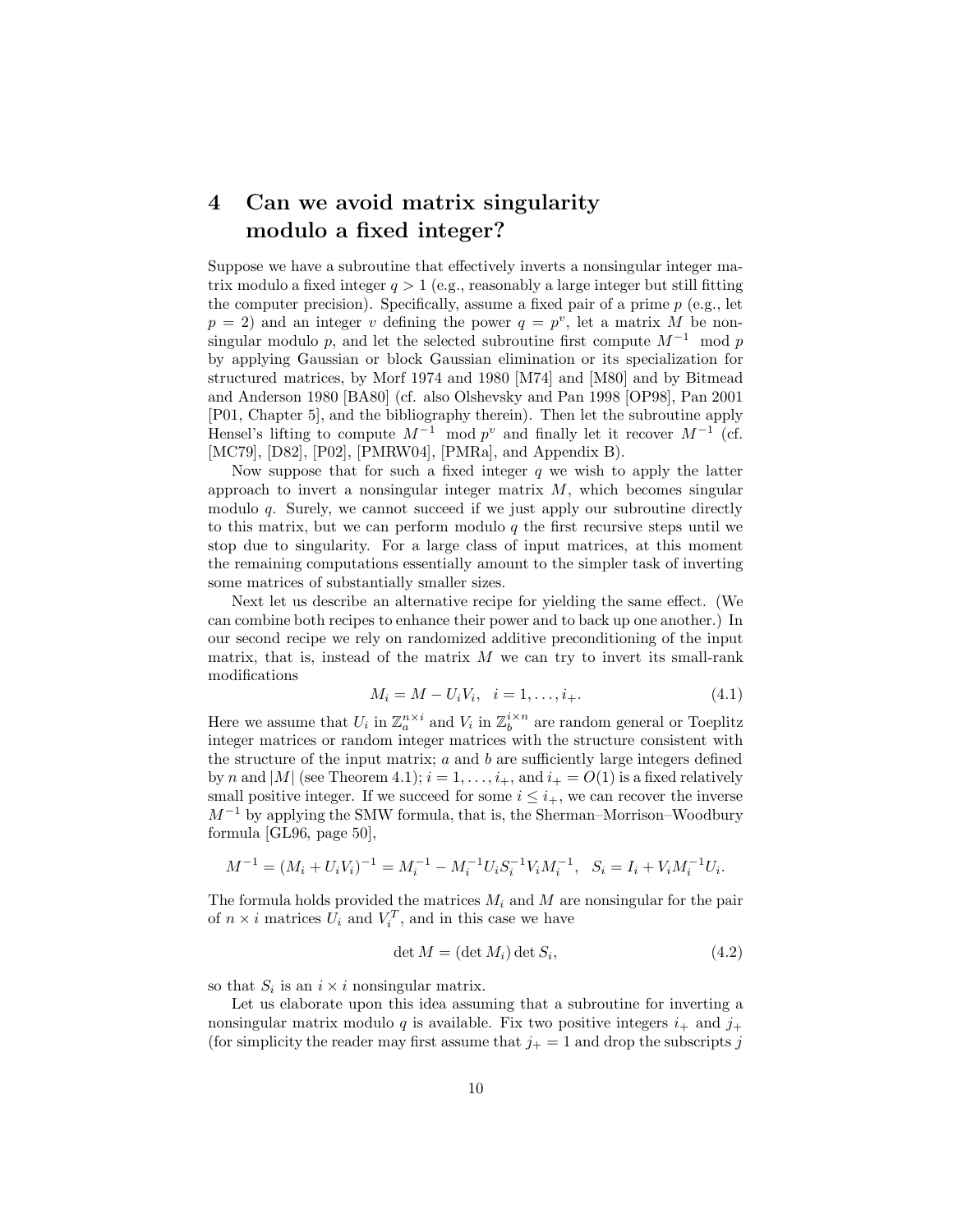# 4 Can we avoid matrix singularity modulo a fixed integer?

Suppose we have a subroutine that effectively inverts a nonsingular integer matrix modulo a fixed integer $q > 1$ (e.g., reasonably a large integer but still fitting the computer precision). Specifically, assume a fixed pair of a prime $p$ (e.g., let $p = 2$) and an integer $v$ defining the power $q = p^v$, let a matrix $M$ be nonsingular modulo $p$, and let the selected subroutine first compute $M^{-1} \mod p$ by applying Gaussian or block Gaussian elimination or its specialization for structured matrices, by Morf 1974 and 1980 [M74] and [M80] and by Bitmead and Anderson 1980 [BA80] (cf. also Olshevsky and Pan 1998 [OP98], Pan 2001 [P01, Chapter 5], and the bibliography therein). Then let the subroutine apply Hensel's lifting to compute $M^{-1} \mod p^v$ and finally let it recover $M^{-1}$ (cf. [MC79], [D82], [P02], [PMRW04], [PMRa], and Appendix B).

Now suppose that for such a fixed integer $q$ we wish to apply the latter approach to invert a nonsingular integer matrix $M$, which becomes singular modulo $q$. Surely, we cannot succeed if we just apply our subroutine directly to this matrix, but we can perform modulo $q$ the first recursive steps until we stop due to singularity. For a large class of input matrices, at this moment the remaining computations essentially amount to the simpler task of inverting some matrices of substantially smaller sizes.

Next let us describe an alternative recipe for yielding the same effect. (We can combine both recipes to enhance their power and to back up one another.) In our second recipe we rely on randomized additive preconditioning of the input matrix, that is, instead of the matrix $M$ we can try to invert its small-rank modifications

$$M_i = M - U_i V_i, \quad i = 1, \dots, i_+. \tag{4.1}$$

Here we assume that $U_i$ in $\mathbb{Z}_a^{n \times i}$ and $V_i$ in $\mathbb{Z}_b^{i \times n}$ are random general or Toeplitz integer matrices or random integer matrices with the structure consistent with the structure of the input matrix; $a$ and $b$ are sufficiently large integers defined by $n$ and $|M|$ (see Theorem 4.1); $i = 1, \dots, i_+$, and $i_+ = O(1)$ is a fixed relatively small positive integer. If we succeed for some $i \le i_+$, we can recover the inverse $M^{-1}$ by applying the SMW formula, that is, the Sherman–Morrison–Woodbury formula [GL96, page 50],

$$M^{-1} = (M_i + U_i V_i)^{-1} = M_i^{-1} - M_i^{-1} U_i S_i^{-1} V_i M_i^{-1}, \quad S_i = I_i + V_i M_i^{-1} U_i.$$

The formula holds provided the matrices $M_i$ and $M$ are nonsingular for the pair of $n \times i$ matrices $U_i$ and $V_i^T$, and in this case we have

$$\det M = (\det M_i) \det S_i, \tag{4.2}$$

so that $S_i$ is an $i \times i$ nonsingular matrix.

Let us elaborate upon this idea assuming that a subroutine for inverting a nonsingular matrix modulo $q$ is available. Fix two positive integers $i_+$ and $j_+$ (for simplicity the reader may first assume that $j_+ = 1$ and drop the subscripts $j$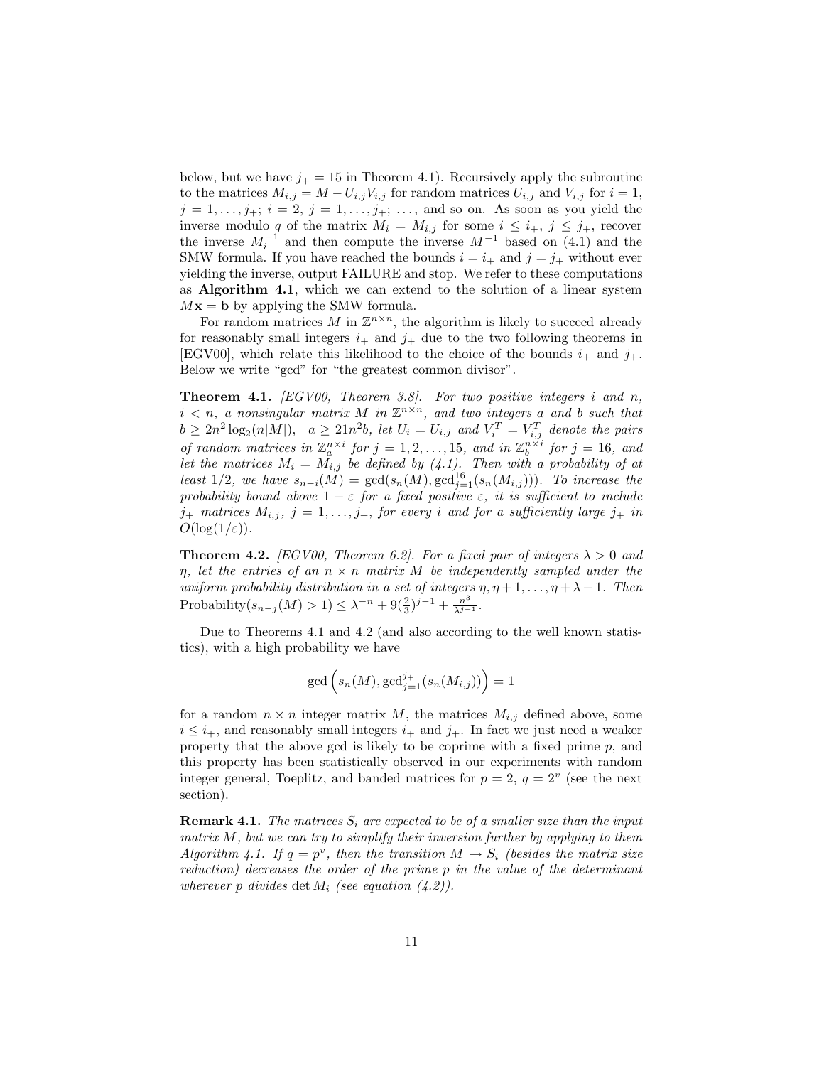below, but we have $j_+ = 15$ in Theorem 4.1). Recursively apply the subroutine to the matrices $M_{i,j} = M - U_{i,j}V_{i,j}$ for random matrices $U_{i,j}$ and $V_{i,j}$ for $i = 1$, $j = 1, \ldots, j_+$; $i = 2$, $j = 1, \ldots, j_+$; $\ldots$, and so on. As soon as you yield the inverse modulo $q$ of the matrix $M_i = M_{i,j}$ for some $i \leq i_+$, $j \leq j_+$, recover the inverse $M_i^{-1}$ and then compute the inverse $M^{-1}$ based on (4.1) and the SMW formula. If you have reached the bounds $i = i_+$ and $j = j_+$ without ever yielding the inverse, output FAILURE and stop. We refer to these computations as **Algorithm 4.1**, which we can extend to the solution of a linear system $M\mathbf{x} = \mathbf{b}$ by applying the SMW formula.

For random matrices $M$ in $\mathbb{Z}^{n \times n}$, the algorithm is likely to succeed already for reasonably small integers $i_+$ and $j_+$ due to the two following theorems in [EGV00], which relate this likelihood to the choice of the bounds $i_+$ and $j_+$. Below we write "gcd" for "the greatest common divisor".

**Theorem 4.1.** *[EGV00, Theorem 3.8]. For two positive integers $i$ and $n$, $i < n$, a nonsingular matrix $M$ in $\mathbb{Z}^{n \times n}$, and two integers $a$ and $b$ such that $b \geq 2n^2 \log_2(n|M|)$, $a \geq 21n^2 b$, let $U_i = U_{i,j}$ and $V_i^T = V_{i,j}^T$ denote the pairs of random matrices in $\mathbb{Z}_a^{n \times i}$ for $j = 1, 2, \ldots, 15$, and in $\mathbb{Z}_b^{n \times i}$ for $j = 16$, and let the matrices $M_i = M_{i,j}$ be defined by (4.1). Then with a probability of at least $1/2$, we have $s_{n-i}(M) = \gcd(s_n(M), \gcd_{j=1}^{16}(s_n(M_{i,j})))$. To increase the probability bound above $1 - \varepsilon$ for a fixed positive $\varepsilon$, it is sufficient to include $j_+$ matrices $M_{i,j}$, $j = 1, \ldots, j_+$, for every $i$ and for a sufficiently large $j_+$ in $O(\log(1/\varepsilon))$.*

**Theorem 4.2.** *[EGV00, Theorem 6.2]. For a fixed pair of integers $\lambda > 0$ and $\eta$, let the entries of an $n \times n$ matrix $M$ be independently sampled under the uniform probability distribution in a set of integers $\eta, \eta + 1, \ldots, \eta + \lambda - 1$. Then $\text{Probability}(s_{n-j}(M) > 1) \leq \lambda^{-n} + 9(\frac{2}{3})^{j-1} + \frac{n^3}{\lambda^{j-1}}$.*

Due to Theorems 4.1 and 4.2 (and also according to the well known statistics), with a high probability we have

$$\gcd\left(s_n(M), \gcd_{j=1}^{j_+}(s_n(M_{i,j}))\right) = 1$$

for a random $n \times n$ integer matrix $M$, the matrices $M_{i,j}$ defined above, some $i \leq i_+$, and reasonably small integers $i_+$ and $j_+$. In fact we just need a weaker property that the above gcd is likely to be coprime with a fixed prime $p$, and this property has been statistically observed in our experiments with random integer general, Toeplitz, and banded matrices for $p = 2$, $q = 2^v$ (see the next section).

**Remark 4.1.** *The matrices $S_i$ are expected to be of a smaller size than the input matrix $M$, but we can try to simplify their inversion further by applying to them Algorithm 4.1. If $q = p^v$, then the transition $M \to S_i$ (besides the matrix size reduction) decreases the order of the prime $p$ in the value of the determinant wherever $p$ divides $\det M_i$ (see equation (4.2)).*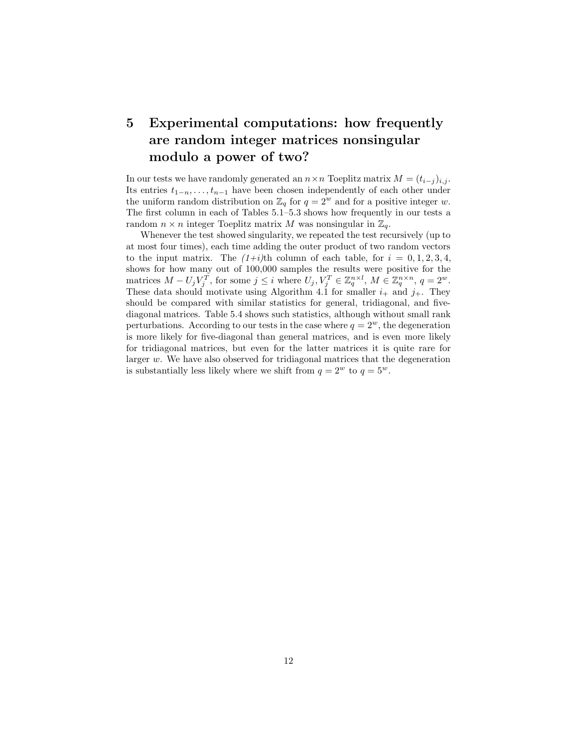# 5 Experimental computations: how frequently are random integer matrices nonsingular modulo a power of two?

In our tests we have randomly generated an $n \times n$ Toeplitz matrix $M = (t_{i-j})_{i,j}$. Its entries $t_{1-n}, \ldots, t_{n-1}$ have been chosen independently of each other under the uniform random distribution on $\mathbb{Z}_q$ for $q = 2^w$ and for a positive integer $w$. The first column in each of Tables 5.1–5.3 shows how frequently in our tests a random $n \times n$ integer Toeplitz matrix $M$ was nonsingular in $\mathbb{Z}_q$.

Whenever the test showed singularity, we repeated the test recursively (up to at most four times), each time adding the outer product of two random vectors to the input matrix. The *(1+i)*th column of each table, for $i = 0, 1, 2, 3, 4$, shows for how many out of 100,000 samples the results were positive for the matrices $M - U_j V_j^T$, for some $j \leq i$ where $U_j, V_j^T \in \mathbb{Z}_q^{n \times l}$, $M \in \mathbb{Z}_q^{n \times n}$, $q = 2^w$. These data should motivate using Algorithm 4.1 for smaller $i_+$ and $j_+$. They should be compared with similar statistics for general, tridiagonal, and five-diagonal matrices. Table 5.4 shows such statistics, although without small rank perturbations. According to our tests in the case where $q = 2^w$, the degeneration is more likely for five-diagonal than general matrices, and is even more likely for tridiagonal matrices, but even for the latter matrices it is quite rare for larger $w$. We have also observed for tridiagonal matrices that the degeneration is substantially less likely where we shift from $q = 2^w$ to $q = 5^w$.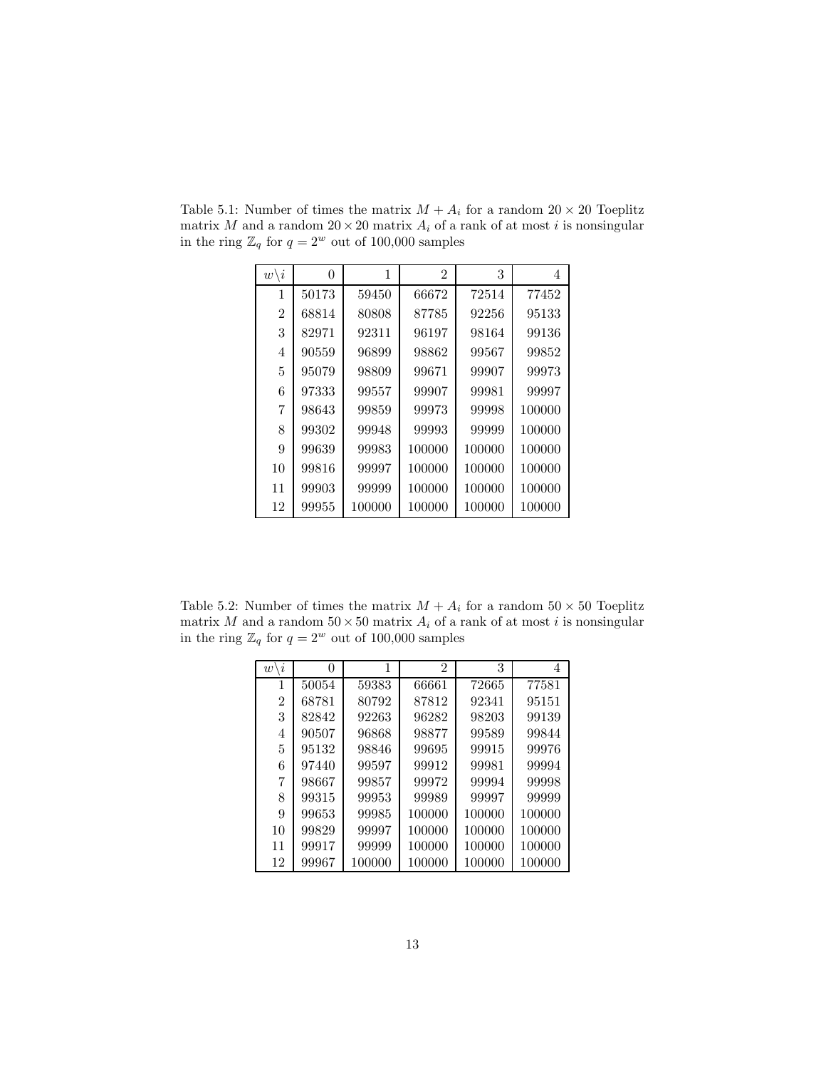Table 5.1: Number of times the matrix $M + A_i$ for a random $20 \times 20$ Toeplitz matrix $M$ and a random $20 \times 20$ matrix $A_i$ of a rank of at most $i$ is nonsingular in the ring $\mathbb{Z}_q$ for $q = 2^w$ out of 100,000 samples

| $w \backslash i$ | 0 | 1 | 2 | 3 | 4 |
|---|---|---|---|---|---|
| 1 | 50173 | 59450 | 66672 | 72514 | 77452 |
| 2 | 68814 | 80808 | 87785 | 92256 | 95133 |
| 3 | 82971 | 92311 | 96197 | 98164 | 99136 |
| 4 | 90559 | 96899 | 98862 | 99567 | 99852 |
| 5 | 95079 | 98809 | 99671 | 99907 | 99973 |
| 6 | 97333 | 99557 | 99907 | 99981 | 99997 |
| 7 | 98643 | 99859 | 99973 | 99998 | 100000 |
| 8 | 99302 | 99948 | 99993 | 99999 | 100000 |
| 9 | 99639 | 99983 | 100000 | 100000 | 100000 |
| 10 | 99816 | 99997 | 100000 | 100000 | 100000 |
| 11 | 99903 | 99999 | 100000 | 100000 | 100000 |
| 12 | 99955 | 100000 | 100000 | 100000 | 100000 |

Table 5.2: Number of times the matrix $M + A_i$ for a random $50 \times 50$ Toeplitz matrix $M$ and a random $50 \times 50$ matrix $A_i$ of a rank of at most $i$ is nonsingular in the ring $\mathbb{Z}_q$ for $q = 2^w$ out of 100,000 samples

| $w \backslash i$ | 0 | 1 | 2 | 3 | 4 |
|---|---|---|---|---|---|
| 1 | 50054 | 59383 | 66661 | 72665 | 77581 |
| 2 | 68781 | 80792 | 87812 | 92341 | 95151 |
| 3 | 82842 | 92263 | 96282 | 98203 | 99139 |
| 4 | 90507 | 96868 | 98877 | 99589 | 99844 |
| 5 | 95132 | 98846 | 99695 | 99915 | 99976 |
| 6 | 97440 | 99597 | 99912 | 99981 | 99994 |
| 7 | 98667 | 99857 | 99972 | 99994 | 99998 |
| 8 | 99315 | 99953 | 99989 | 99997 | 99999 |
| 9 | 99653 | 99985 | 100000 | 100000 | 100000 |
| 10 | 99829 | 99997 | 100000 | 100000 | 100000 |
| 11 | 99917 | 99999 | 100000 | 100000 | 100000 |
| 12 | 99967 | 100000 | 100000 | 100000 | 100000 |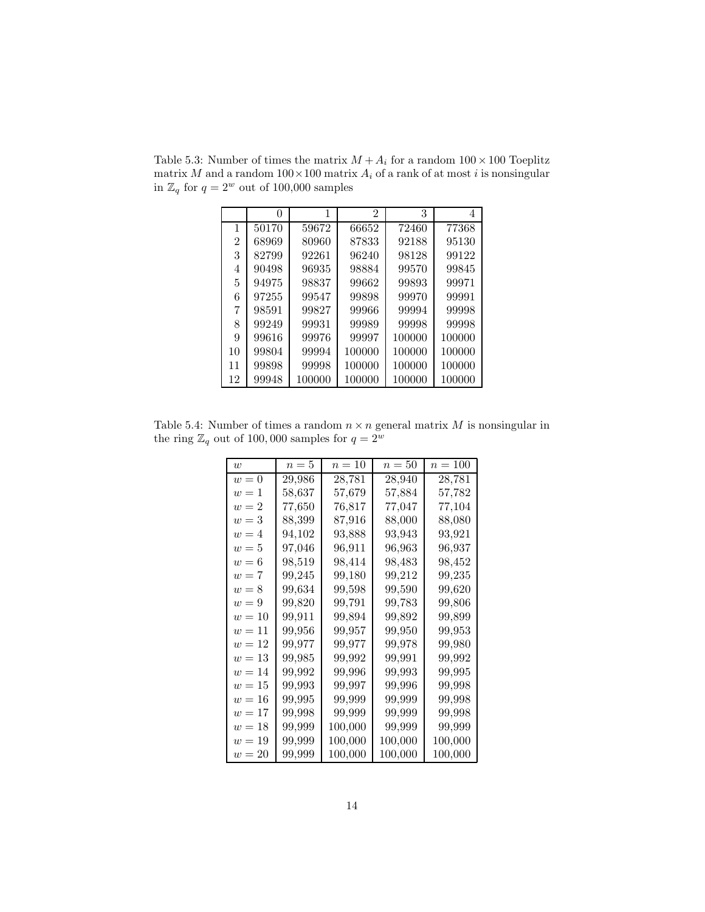Table 5.3: Number of times the matrix $M + A_i$ for a random $100 \times 100$ Toeplitz matrix $M$ and a random $100 \times 100$ matrix $A_i$ of a rank of at most $i$ is nonsingular in $\mathbb{Z}_q$ for $q = 2^w$ out of 100,000 samples

| | 0 | 1 | 2 | 3 | 4 |
|---|---|---|---|---|---|
| 1 | 50170 | 59672 | 66652 | 72460 | 77368 |
| 2 | 68969 | 80960 | 87833 | 92188 | 95130 |
| 3 | 82799 | 92261 | 96240 | 98128 | 99122 |
| 4 | 90498 | 96935 | 98884 | 99570 | 99845 |
| 5 | 94975 | 98837 | 99662 | 99893 | 99971 |
| 6 | 97255 | 99547 | 99898 | 99970 | 99991 |
| 7 | 98591 | 99827 | 99966 | 99994 | 99998 |
| 8 | 99249 | 99931 | 99989 | 99998 | 99998 |
| 9 | 99616 | 99976 | 99997 | 100000 | 100000 |
| 10 | 99804 | 99994 | 100000 | 100000 | 100000 |
| 11 | 99898 | 99998 | 100000 | 100000 | 100000 |
| 12 | 99948 | 100000 | 100000 | 100000 | 100000 |

Table 5.4: Number of times a random $n \times n$ general matrix $M$ is nonsingular in the ring $\mathbb{Z}_q$ out of 100,000 samples for $q = 2^w$

| $w$ | $n = 5$ | $n = 10$ | $n = 50$ | $n = 100$ |
|---|---|---|---|---|
| $w = 0$ | 29,986 | 28,781 | 28,940 | 28,781 |
| $w = 1$ | 58,637 | 57,679 | 57,884 | 57,782 |
| $w = 2$ | 77,650 | 76,817 | 77,047 | 77,104 |
| $w = 3$ | 88,399 | 87,916 | 88,000 | 88,080 |
| $w = 4$ | 94,102 | 93,888 | 93,943 | 93,921 |
| $w = 5$ | 97,046 | 96,911 | 96,963 | 96,937 |
| $w = 6$ | 98,519 | 98,414 | 98,483 | 98,452 |
| $w = 7$ | 99,245 | 99,180 | 99,212 | 99,235 |
| $w = 8$ | 99,634 | 99,598 | 99,590 | 99,620 |
| $w = 9$ | 99,820 | 99,791 | 99,783 | 99,806 |
| $w = 10$ | 99,911 | 99,894 | 99,892 | 99,899 |
| $w = 11$ | 99,956 | 99,957 | 99,950 | 99,953 |
| $w = 12$ | 99,977 | 99,977 | 99,978 | 99,980 |
| $w = 13$ | 99,985 | 99,992 | 99,991 | 99,992 |
| $w = 14$ | 99,992 | 99,996 | 99,993 | 99,995 |
| $w = 15$ | 99,993 | 99,997 | 99,996 | 99,998 |
| $w = 16$ | 99,995 | 99,999 | 99,999 | 99,998 |
| $w = 17$ | 99,998 | 99,999 | 99,999 | 99,998 |
| $w = 18$ | 99,999 | 100,000 | 99,999 | 99,999 |
| $w = 19$ | 99,999 | 100,000 | 100,000 | 100,000 |
| $w = 20$ | 99,999 | 100,000 | 100,000 | 100,000 |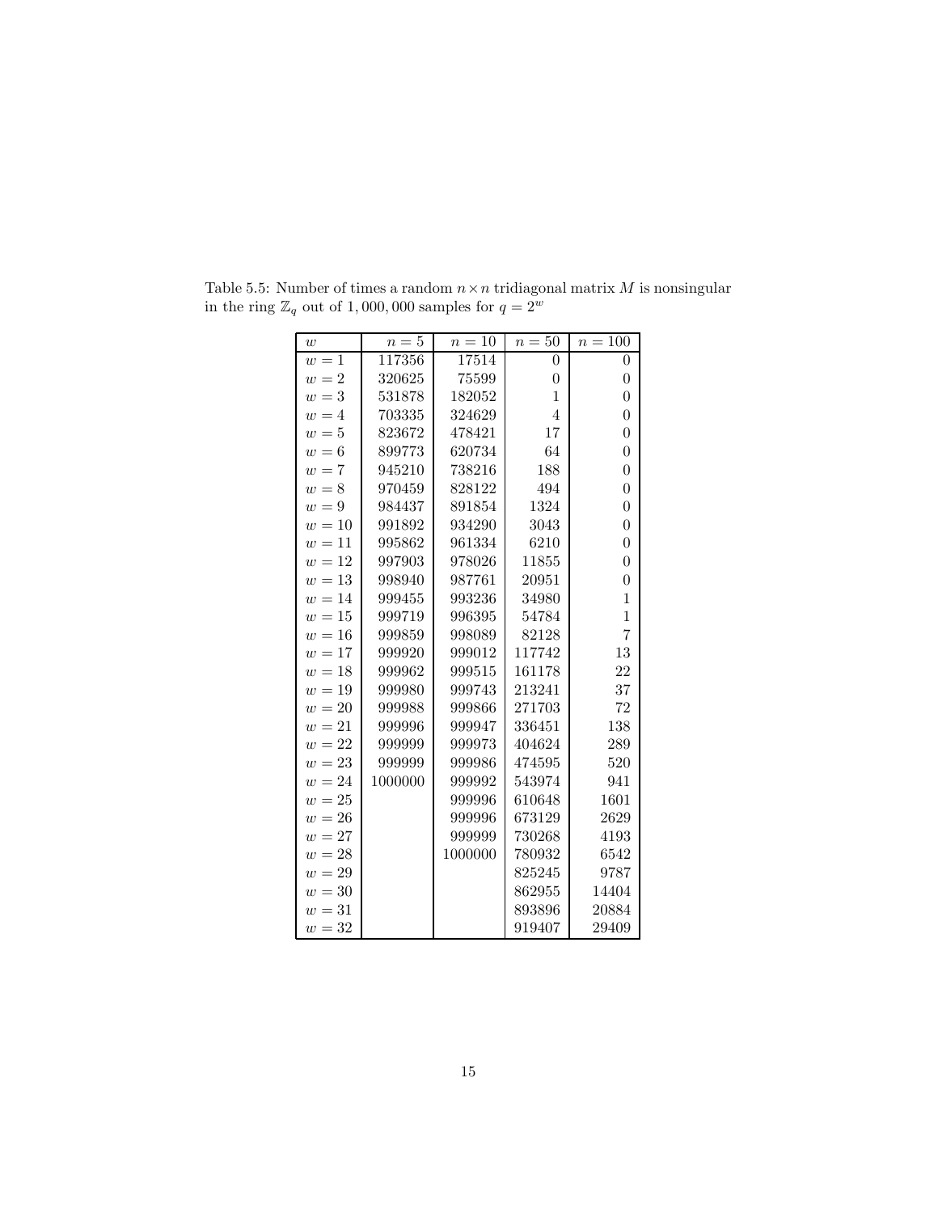Table 5.5: Number of times a random $n \times n$ tridiagonal matrix $M$ is nonsingular in the ring $\mathbb{Z}_q$ out of $1,000,000$ samples for $q = 2^w$

| $w$ | $n = 5$ | $n = 10$ | $n = 50$ | $n = 100$ |
|---|---|---|---|---|
| $w = 1$ | 117356 | 17514 | 0 | 0 |
| $w = 2$ | 320625 | 75599 | 0 | 0 |
| $w = 3$ | 531878 | 182052 | 1 | 0 |
| $w = 4$ | 703335 | 324629 | 4 | 0 |
| $w = 5$ | 823672 | 478421 | 17 | 0 |
| $w = 6$ | 899773 | 620734 | 64 | 0 |
| $w = 7$ | 945210 | 738216 | 188 | 0 |
| $w = 8$ | 970459 | 828122 | 494 | 0 |
| $w = 9$ | 984437 | 891854 | 1324 | 0 |
| $w = 10$ | 991892 | 934290 | 3043 | 0 |
| $w = 11$ | 995862 | 961334 | 6210 | 0 |
| $w = 12$ | 997903 | 978026 | 11855 | 0 |
| $w = 13$ | 998940 | 987761 | 20951 | 0 |
| $w = 14$ | 999455 | 993236 | 34980 | 1 |
| $w = 15$ | 999719 | 996395 | 54784 | 1 |
| $w = 16$ | 999859 | 998089 | 82128 | 7 |
| $w = 17$ | 999920 | 999012 | 117742 | 13 |
| $w = 18$ | 999962 | 999515 | 161178 | 22 |
| $w = 19$ | 999980 | 999743 | 213241 | 37 |
| $w = 20$ | 999988 | 999866 | 271703 | 72 |
| $w = 21$ | 999996 | 999947 | 336451 | 138 |
| $w = 22$ | 999999 | 999973 | 404624 | 289 |
| $w = 23$ | 999999 | 999986 | 474595 | 520 |
| $w = 24$ | 1000000 | 999992 | 543974 | 941 |
| $w = 25$ | | 999996 | 610648 | 1601 |
| $w = 26$ | | 999996 | 673129 | 2629 |
| $w = 27$ | | 999999 | 730268 | 4193 |
| $w = 28$ | | 1000000 | 780932 | 6542 |
| $w = 29$ | | | 825245 | 9787 |
| $w = 30$ | | | 862955 | 14404 |
| $w = 31$ | | | 893896 | 20884 |
| $w = 32$ | | | 919407 | 29409 |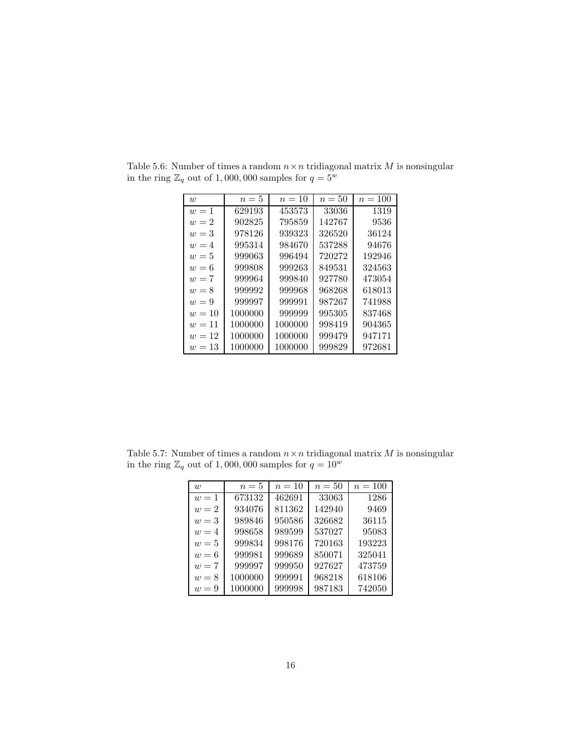Table 5.6: Number of times a random $n \times n$ tridiagonal matrix $M$ is nonsingular in the ring $\mathbb{Z}_q$ out of 1,000,000 samples for $q = 5^w$

| $w$ | $n = 5$ | $n = 10$ | $n = 50$ | $n = 100$ |
|---|---|---|---|---|
| $w = 1$ | 629193 | 453573 | 33036 | 1319 |
| $w = 2$ | 902825 | 795859 | 142767 | 9536 |
| $w = 3$ | 978126 | 939323 | 326520 | 36124 |
| $w = 4$ | 995314 | 984670 | 537288 | 94676 |
| $w = 5$ | 999063 | 996494 | 720272 | 192946 |
| $w = 6$ | 999808 | 999263 | 849531 | 324563 |
| $w = 7$ | 999964 | 999840 | 927780 | 473054 |
| $w = 8$ | 999992 | 999968 | 968268 | 618013 |
| $w = 9$ | 999997 | 999991 | 987267 | 741988 |
| $w = 10$ | 1000000 | 999999 | 995305 | 837468 |
| $w = 11$ | 1000000 | 1000000 | 998419 | 904365 |
| $w = 12$ | 1000000 | 1000000 | 999479 | 947171 |
| $w = 13$ | 1000000 | 1000000 | 999829 | 972681 |

Table 5.7: Number of times a random $n \times n$ tridiagonal matrix $M$ is nonsingular in the ring $\mathbb{Z}_q$ out of 1,000,000 samples for $q = 10^w$

| $w$ | $n = 5$ | $n = 10$ | $n = 50$ | $n = 100$ |
|---|---|---|---|---|
| $w = 1$ | 673132 | 462691 | 33063 | 1286 |
| $w = 2$ | 934076 | 811362 | 142940 | 9469 |
| $w = 3$ | 989846 | 950586 | 326682 | 36115 |
| $w = 4$ | 998658 | 989599 | 537027 | 95083 |
| $w = 5$ | 999834 | 998176 | 720163 | 193223 |
| $w = 6$ | 999981 | 999689 | 850071 | 325041 |
| $w = 7$ | 999997 | 999950 | 927627 | 473759 |
| $w = 8$ | 1000000 | 999991 | 968218 | 618106 |
| $w = 9$ | 1000000 | 999998 | 987183 | 742050 |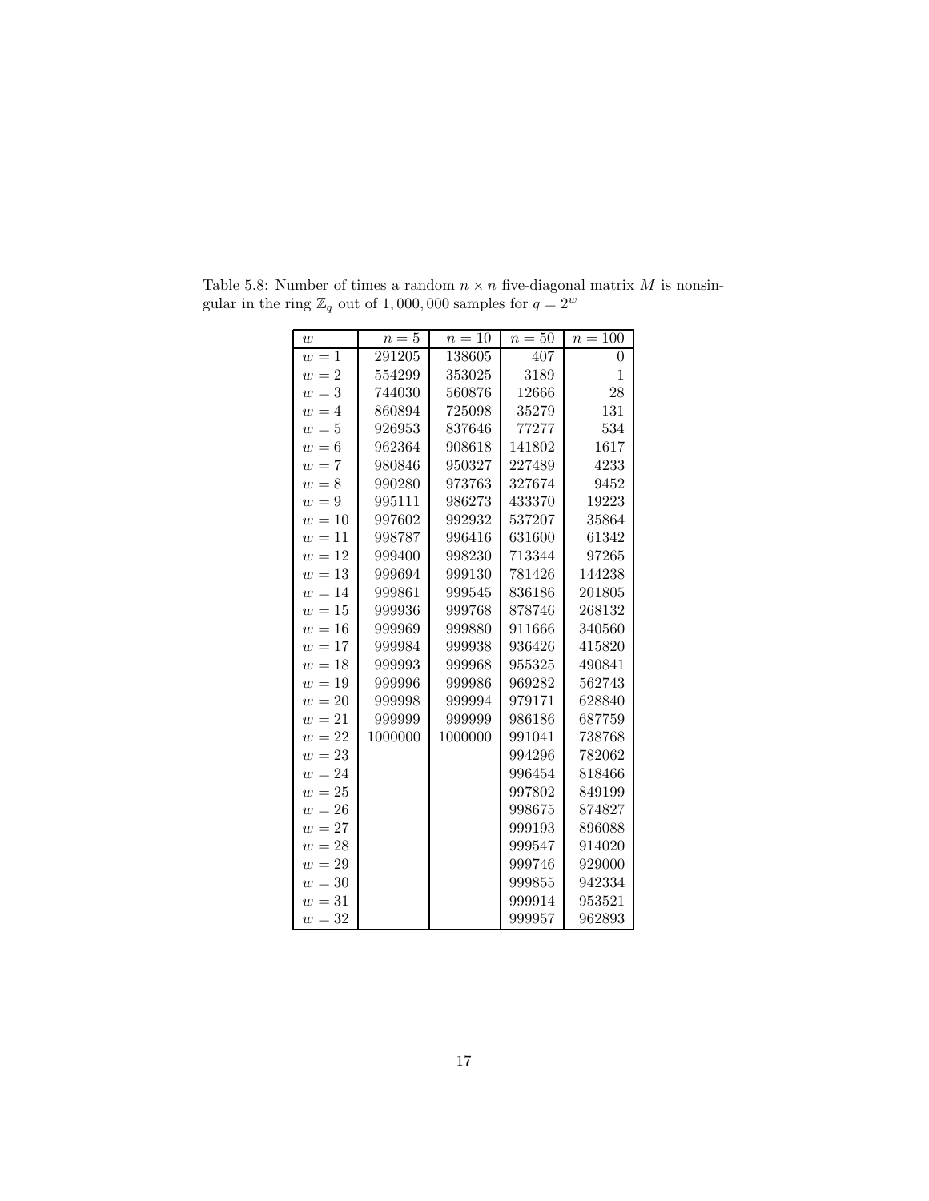Table 5.8: Number of times a random $n \times n$ five-diagonal matrix $M$ is nonsingular in the ring $\mathbb{Z}_q$ out of $1,000,000$ samples for $q = 2^w$

| $w$ | $n = 5$ | $n = 10$ | $n = 50$ | $n = 100$ |
|---|---|---|---|---|
| $w = 1$ | 291205 | 138605 | 407 | 0 |
| $w = 2$ | 554299 | 353025 | 3189 | 1 |
| $w = 3$ | 744030 | 560876 | 12666 | 28 |
| $w = 4$ | 860894 | 725098 | 35279 | 131 |
| $w = 5$ | 926953 | 837646 | 77277 | 534 |
| $w = 6$ | 962364 | 908618 | 141802 | 1617 |
| $w = 7$ | 980846 | 950327 | 227489 | 4233 |
| $w = 8$ | 990280 | 973763 | 327674 | 9452 |
| $w = 9$ | 995111 | 986273 | 433370 | 19223 |
| $w = 10$ | 997602 | 992932 | 537207 | 35864 |
| $w = 11$ | 998787 | 996416 | 631600 | 61342 |
| $w = 12$ | 999400 | 998230 | 713344 | 97265 |
| $w = 13$ | 999694 | 999130 | 781426 | 144238 |
| $w = 14$ | 999861 | 999545 | 836186 | 201805 |
| $w = 15$ | 999936 | 999768 | 878746 | 268132 |
| $w = 16$ | 999969 | 999880 | 911666 | 340560 |
| $w = 17$ | 999984 | 999938 | 936426 | 415820 |
| $w = 18$ | 999993 | 999968 | 955325 | 490841 |
| $w = 19$ | 999996 | 999986 | 969282 | 562743 |
| $w = 20$ | 999998 | 999994 | 979171 | 628840 |
| $w = 21$ | 999999 | 999999 | 986186 | 687759 |
| $w = 22$ | 1000000 | 1000000 | 991041 | 738768 |
| $w = 23$ | | | 994296 | 782062 |
| $w = 24$ | | | 996454 | 818466 |
| $w = 25$ | | | 997802 | 849199 |
| $w = 26$ | | | 998675 | 874827 |
| $w = 27$ | | | 999193 | 896088 |
| $w = 28$ | | | 999547 | 914020 |
| $w = 29$ | | | 999746 | 929000 |
| $w = 30$ | | | 999855 | 942334 |
| $w = 31$ | | | 999914 | 953521 |
| $w = 32$ | | | 999957 | 962893 |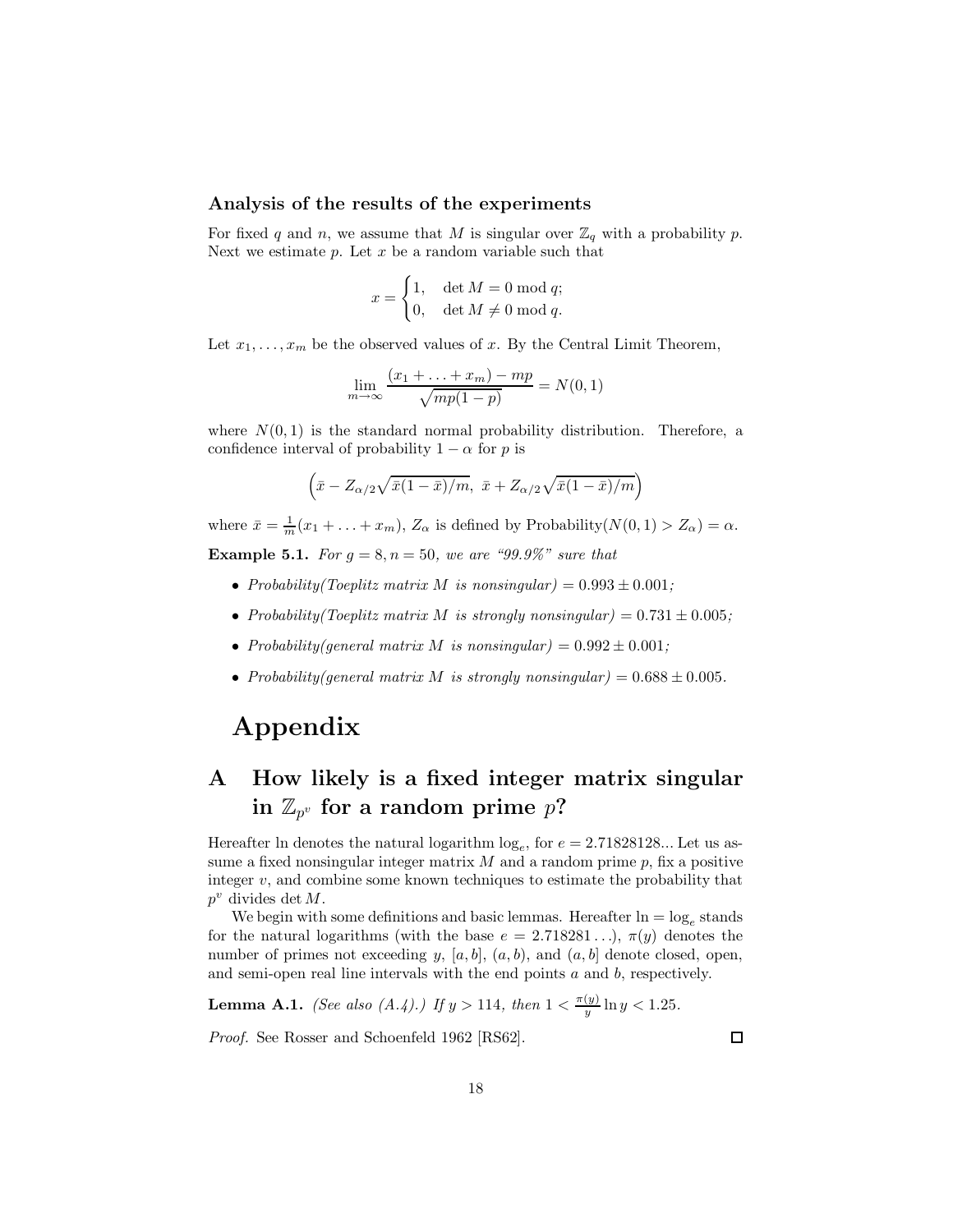### Analysis of the results of the experiments

For fixed $q$ and $n$, we assume that $M$ is singular over $\mathbb{Z}_q$ with a probability $p$. Next we estimate $p$. Let $x$ be a random variable such that

$$x = \begin{cases} 1, & \det M = 0 \bmod q; \\ 0, & \det M \neq 0 \bmod q. \end{cases}$$

Let $x_1, \ldots, x_m$ be the observed values of $x$. By the Central Limit Theorem,

$$\lim_{m \to \infty} \frac{(x_1 + \ldots + x_m) - mp}{\sqrt{mp(1-p)}} = N(0, 1)$$

where $N(0, 1)$ is the standard normal probability distribution. Therefore, a confidence interval of probability $1 - \alpha$ for $p$ is

$$\left(\bar{x} - Z_{\alpha/2}\sqrt{\bar{x}(1-\bar{x})/m},\ \bar{x} + Z_{\alpha/2}\sqrt{\bar{x}(1-\bar{x})/m}\right)$$

where $\bar{x} = \frac{1}{m}(x_1 + \ldots + x_m)$, $Z_\alpha$ is defined by Probability$(N(0, 1) > Z_\alpha) = \alpha$.

**Example 5.1.** *For $g = 8, n = 50$, we are "99.9%" sure that*

- *Probability(Toeplitz matrix $M$ is nonsingular)* $= 0.993 \pm 0.001$*;*
- *Probability(Toeplitz matrix $M$ is strongly nonsingular)* $= 0.731 \pm 0.005$*;*
- *Probability(general matrix $M$ is nonsingular)* $= 0.992 \pm 0.001$*;*
- *Probability(general matrix $M$ is strongly nonsingular)* $= 0.688 \pm 0.005$.

# Appendix

## A How likely is a fixed integer matrix singular in $\mathbb{Z}_{p^v}$ for a random prime $p$?

Hereafter ln denotes the natural logarithm $\log_e$, for $e = 2.71828128...$ Let us assume a fixed nonsingular integer matrix $M$ and a random prime $p$, fix a positive integer $v$, and combine some known techniques to estimate the probability that $p^v$ divides $\det M$.

We begin with some definitions and basic lemmas. Hereafter $\ln = \log_e$ stands for the natural logarithms (with the base $e = 2.718281\ldots$), $\pi(y)$ denotes the number of primes not exceeding $y$, $[a, b]$, $(a, b)$, and $(a, b]$ denote closed, open, and semi-open real line intervals with the end points $a$ and $b$, respectively.

**Lemma A.1.** *(See also (A.4).) If $y > 114$, then $1 < \frac{\pi(y)}{y} \ln y < 1.25$.*

*Proof.* See Rosser and Schoenfeld 1962 [RS62]. ☐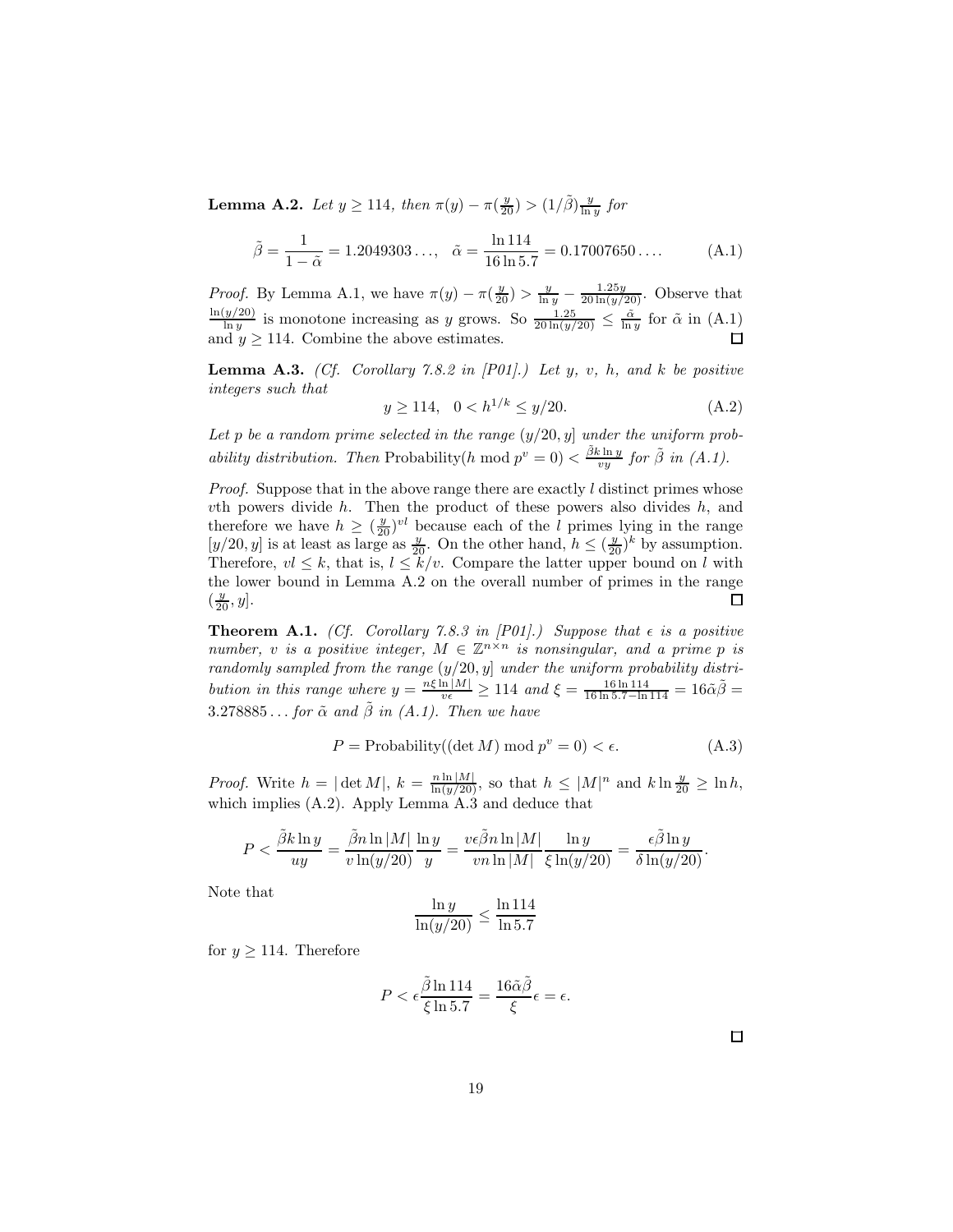**Lemma A.2.** *Let $y \geq 114$, then $\pi(y) - \pi(\frac{y}{20}) > (1/\tilde{\beta})\frac{y}{\ln y}$ for*

$$\tilde{\beta} = \frac{1}{1-\tilde{\alpha}} = 1.2049303\ldots, \quad \tilde{\alpha} = \frac{\ln 114}{16 \ln 5.7} = 0.17007650\ldots. \tag{A.1}$$

*Proof.* By Lemma A.1, we have $\pi(y) - \pi(\frac{y}{20}) > \frac{y}{\ln y} - \frac{1.25y}{20 \ln(y/20)}$. Observe that $\frac{\ln(y/20)}{\ln y}$ is monotone increasing as $y$ grows. So $\frac{1.25}{20 \ln(y/20)} \leq \frac{\tilde{\alpha}}{\ln y}$ for $\tilde{\alpha}$ in (A.1) and $y \geq 114$. Combine the above estimates. ☐

**Lemma A.3.** *(Cf. Corollary 7.8.2 in [P01].) Let $y$, $v$, $h$, and $k$ be positive integers such that*

$$y \geq 114, \quad 0 < h^{1/k} \leq y/20. \tag{A.2}$$

*Let $p$ be a random prime selected in the range $(y/20, y]$ under the uniform probability distribution. Then* Probability$(h \bmod p^v = 0) < \frac{\tilde{\beta} k \ln y}{vy}$ *for $\tilde{\beta}$ in (A.1).*

*Proof.* Suppose that in the above range there are exactly $l$ distinct primes whose $v$th powers divide $h$. Then the product of these powers also divides $h$, and therefore we have $h \geq (\frac{y}{20})^{vl}$ because each of the $l$ primes lying in the range $[y/20, y]$ is at least as large as $\frac{y}{20}$. On the other hand, $h \leq (\frac{y}{20})^k$ by assumption. Therefore, $vl \leq k$, that is, $l \leq k/v$. Compare the latter upper bound on $l$ with the lower bound in Lemma A.2 on the overall number of primes in the range $(\frac{y}{20}, y]$. ☐

**Theorem A.1.** *(Cf. Corollary 7.8.3 in [P01].) Suppose that $\epsilon$ is a positive number, $v$ is a positive integer, $M \in \mathbb{Z}^{n \times n}$ is nonsingular, and a prime $p$ is randomly sampled from the range $(y/20, y]$ under the uniform probability distribution in this range where $y = \frac{n\xi \ln |M|}{v\epsilon} \geq 114$ and $\xi = \frac{16 \ln 114}{16 \ln 5.7 - \ln 114} = 16\tilde{\alpha}\tilde{\beta} = 3.278885\ldots$ for $\tilde{\alpha}$ and $\tilde{\beta}$ in (A.1). Then we have*

$$P = \text{Probability}((\det M) \bmod p^v = 0) < \epsilon. \tag{A.3}$$

*Proof.* Write $h = |\det M|$, $k = \frac{n \ln |M|}{\ln(y/20)}$, so that $h \leq |M|^n$ and $k \ln \frac{y}{20} \geq \ln h$, which implies (A.2). Apply Lemma A.3 and deduce that

$$P < \frac{\tilde{\beta} k \ln y}{uy} = \frac{\tilde{\beta} n \ln |M|}{v \ln(y/20)} \frac{\ln y}{y} = \frac{v\epsilon\tilde{\beta} n \ln |M|}{vn \ln |M|} \frac{\ln y}{\xi \ln(y/20)} = \frac{\epsilon\tilde{\beta} \ln y}{\delta \ln(y/20)}.$$

Note that

$$\frac{\ln y}{\ln(y/20)} \leq \frac{\ln 114}{\ln 5.7}$$

for $y \geq 114$. Therefore

$$P < \epsilon \frac{\tilde{\beta} \ln 114}{\xi \ln 5.7} = \frac{16\tilde{\alpha}\tilde{\beta}}{\xi}\epsilon = \epsilon.$$

☐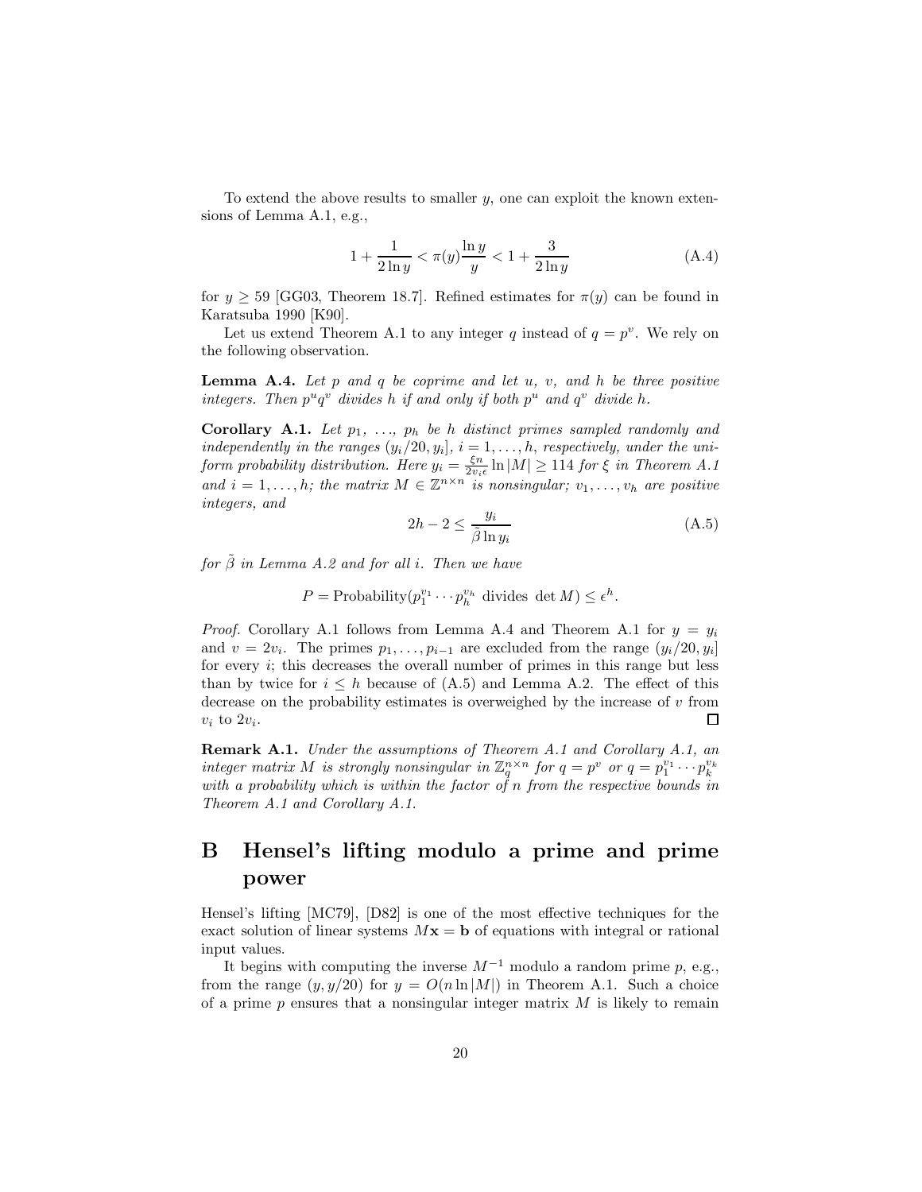To extend the above results to smaller $y$, one can exploit the known extensions of Lemma A.1, e.g.,

$$1 + \frac{1}{2\ln y} < \pi(y)\frac{\ln y}{y} < 1 + \frac{3}{2\ln y} \tag{A.4}$$

for $y \geq 59$ [GG03, Theorem 18.7]. Refined estimates for $\pi(y)$ can be found in Karatsuba 1990 [K90].

Let us extend Theorem A.1 to any integer $q$ instead of $q = p^v$. We rely on the following observation.

**Lemma A.4.** *Let $p$ and $q$ be coprime and let $u$, $v$, and $h$ be three positive integers. Then $p^u q^v$ divides $h$ if and only if both $p^u$ and $q^v$ divide $h$.*

**Corollary A.1.** *Let $p_1, \ldots, p_h$ be $h$ distinct primes sampled randomly and independently in the ranges $(y_i/20, y_i]$, $i = 1, \ldots, h$, respectively, under the uniform probability distribution. Here $y_i = \frac{\xi n}{2v_i \epsilon}\ln|M| \geq 114$ for $\xi$ in Theorem A.1 and $i = 1, \ldots, h$; the matrix $M \in \mathbb{Z}^{n\times n}$ is nonsingular; $v_1, \ldots, v_h$ are positive integers, and*

$$2h - 2 \leq \frac{y_i}{\tilde{\beta}\ln y_i} \tag{A.5}$$

*for $\tilde{\beta}$ in Lemma A.2 and for all $i$. Then we have*

$$P = \text{Probability}(p_1^{v_1}\cdots p_h^{v_h} \text{ divides } \det M) \leq \epsilon^h.$$

*Proof.* Corollary A.1 follows from Lemma A.4 and Theorem A.1 for $y = y_i$ and $v = 2v_i$. The primes $p_1, \ldots, p_{i-1}$ are excluded from the range $(y_i/20, y_i]$ for every $i$; this decreases the overall number of primes in this range but less than by twice for $i \leq h$ because of (A.5) and Lemma A.2. The effect of this decrease on the probability estimates is overweighed by the increase of $v$ from $v_i$ to $2v_i$. $\square$

**Remark A.1.** *Under the assumptions of Theorem A.1 and Corollary A.1, an integer matrix $M$ is strongly nonsingular in $\mathbb{Z}_q^{n\times n}$ for $q = p^v$ or $q = p_1^{v_1}\cdots p_k^{v_k}$ with a probability which is within the factor of $n$ from the respective bounds in Theorem A.1 and Corollary A.1.*

# B Hensel's lifting modulo a prime and prime power

Hensel's lifting [MC79], [D82] is one of the most effective techniques for the exact solution of linear systems $M\mathbf{x} = \mathbf{b}$ of equations with integral or rational input values.

It begins with computing the inverse $M^{-1}$ modulo a random prime $p$, e.g., from the range $(y, y/20)$ for $y = O(n\ln|M|)$ in Theorem A.1. Such a choice of a prime $p$ ensures that a nonsingular integer matrix $M$ is likely to remain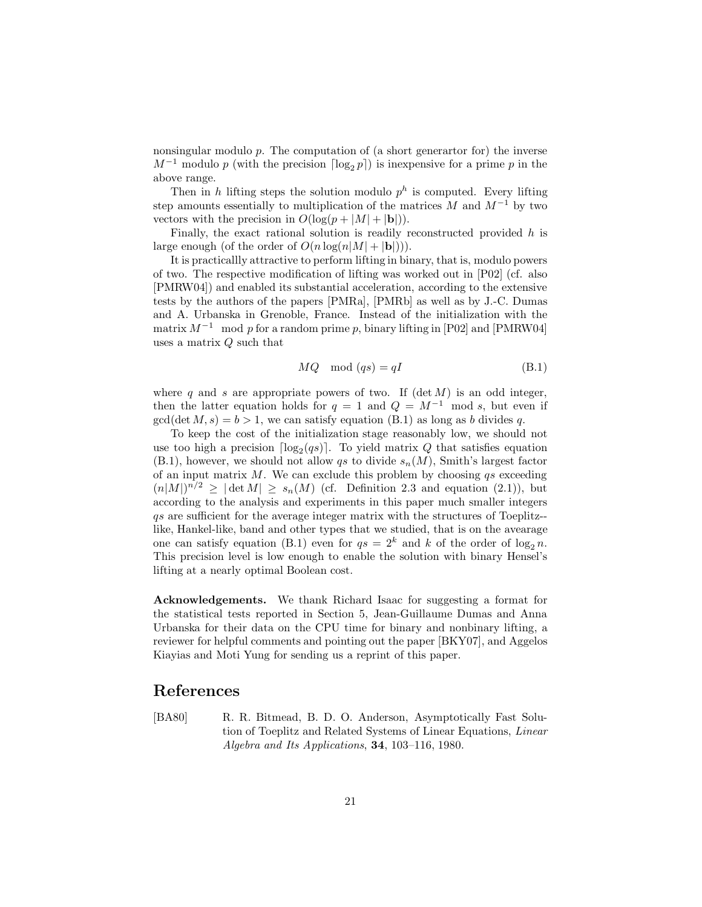nonsingular modulo $p$. The computation of (a short generartor for) the inverse $M^{-1}$ modulo $p$ (with the precision $\lceil \log_2 p \rceil$) is inexpensive for a prime $p$ in the above range.

Then in $h$ lifting steps the solution modulo $p^h$ is computed. Every lifting step amounts essentially to multiplication of the matrices $M$ and $M^{-1}$ by two vectors with the precision in $O(\log(p + |M| + |\mathbf{b}|))$.

Finally, the exact rational solution is readily reconstructed provided $h$ is large enough (of the order of $O(n \log(n|M| + |\mathbf{b}|))$).

It is practicallly attractive to perform lifting in binary, that is, modulo powers of two. The respective modification of lifting was worked out in [P02] (cf. also [PMRW04]) and enabled its substantial acceleration, according to the extensive tests by the authors of the papers [PMRa], [PMRb] as well as by J.-C. Dumas and A. Urbanska in Grenoble, France. Instead of the initialization with the matrix $M^{-1} \mod p$ for a random prime $p$, binary lifting in [P02] and [PMRW04] uses a matrix $Q$ such that

$$MQ \mod (qs) = qI \tag{B.1}$$

where $q$ and $s$ are appropriate powers of two. If $(\det M)$ is an odd integer, then the latter equation holds for $q = 1$ and $Q = M^{-1} \mod s$, but even if $\gcd(\det M, s) = b > 1$, we can satisfy equation (B.1) as long as $b$ divides $q$.

To keep the cost of the initialization stage reasonably low, we should not use too high a precision $\lceil \log_2(qs) \rceil$. To yield matrix $Q$ that satisfies equation (B.1), however, we should not allow $qs$ to divide $s_n(M)$, Smith's largest factor of an input matrix $M$. We can exclude this problem by choosing $qs$ exceeding $(n|M|)^{n/2} \geq |\det M| \geq s_n(M)$ (cf. Definition 2.3 and equation (2.1)), but according to the analysis and experiments in this paper much smaller integers $qs$ are sufficient for the average integer matrix with the structures of Toeplitz--like, Hankel-like, band and other types that we studied, that is on the avearage one can satisfy equation (B.1) even for $qs = 2^k$ and $k$ of the order of $\log_2 n$. This precision level is low enough to enable the solution with binary Hensel's lifting at a nearly optimal Boolean cost.

**Acknowledgements.** We thank Richard Isaac for suggesting a format for the statistical tests reported in Section 5, Jean-Guillaume Dumas and Anna Urbanska for their data on the CPU time for binary and nonbinary lifting, a reviewer for helpful comments and pointing out the paper [BKY07], and Aggelos Kiayias and Moti Yung for sending us a reprint of this paper.

# References

[BA80] R. R. Bitmead, B. D. O. Anderson, Asymptotically Fast Solution of Toeplitz and Related Systems of Linear Equations, *Linear Algebra and Its Applications*, **34**, 103–116, 1980.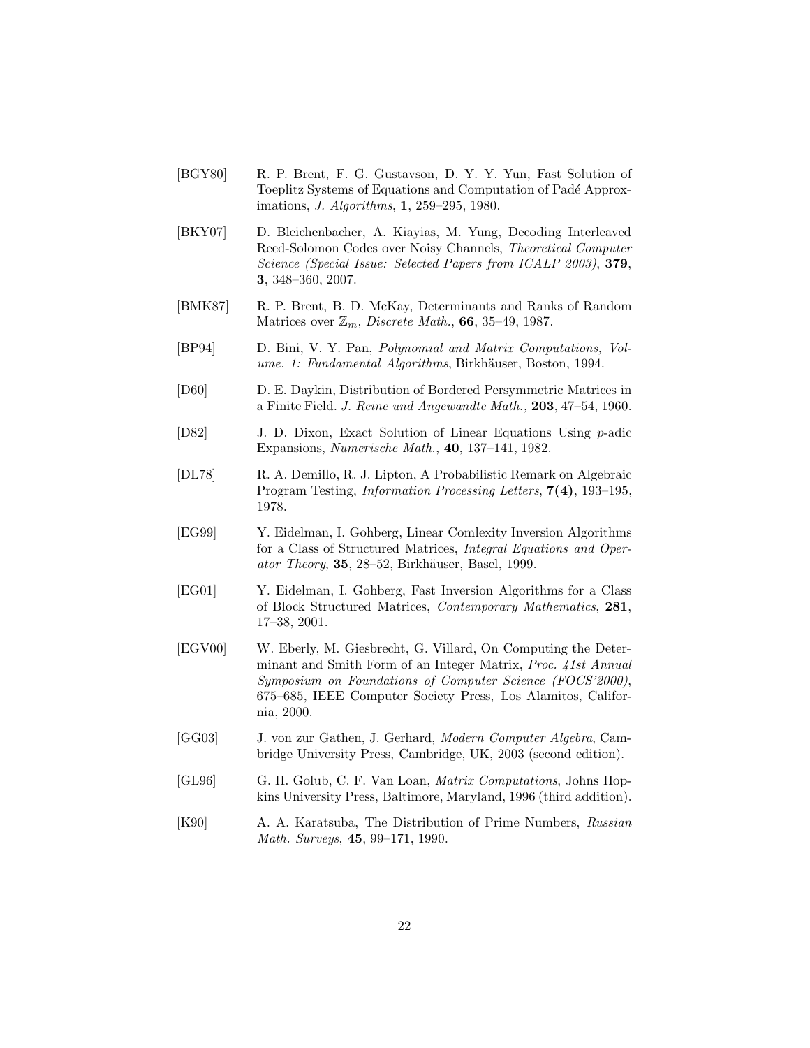[BGY80] R. P. Brent, F. G. Gustavson, D. Y. Y. Yun, Fast Solution of Toeplitz Systems of Equations and Computation of Padé Approximations, *J. Algorithms*, **1**, 259–295, 1980.

[BKY07] D. Bleichenbacher, A. Kiayias, M. Yung, Decoding Interleaved Reed-Solomon Codes over Noisy Channels, *Theoretical Computer Science (Special Issue: Selected Papers from ICALP 2003)*, **379**, **3**, 348–360, 2007.

[BMK87] R. P. Brent, B. D. McKay, Determinants and Ranks of Random Matrices over $\mathbb{Z}_m$, *Discrete Math.*, **66**, 35–49, 1987.

[BP94] D. Bini, V. Y. Pan, *Polynomial and Matrix Computations, Volume. 1: Fundamental Algorithms*, Birkhäuser, Boston, 1994.

[D60] D. E. Daykin, Distribution of Bordered Persymmetric Matrices in a Finite Field. *J. Reine und Angewandte Math.,* **203**, 47–54, 1960.

[D82] J. D. Dixon, Exact Solution of Linear Equations Using $p$-adic Expansions, *Numerische Math.*, **40**, 137–141, 1982.

[DL78] R. A. Demillo, R. J. Lipton, A Probabilistic Remark on Algebraic Program Testing, *Information Processing Letters*, **7(4)**, 193–195, 1978.

[EG99] Y. Eidelman, I. Gohberg, Linear Comlexity Inversion Algorithms for a Class of Structured Matrices, *Integral Equations and Operator Theory*, **35**, 28–52, Birkhäuser, Basel, 1999.

[EG01] Y. Eidelman, I. Gohberg, Fast Inversion Algorithms for a Class of Block Structured Matrices, *Contemporary Mathematics*, **281**, 17–38, 2001.

[EGV00] W. Eberly, M. Giesbrecht, G. Villard, On Computing the Determinant and Smith Form of an Integer Matrix, *Proc. 41st Annual Symposium on Foundations of Computer Science (FOCS'2000)*, 675–685, IEEE Computer Society Press, Los Alamitos, California, 2000.

[GG03] J. von zur Gathen, J. Gerhard, *Modern Computer Algebra*, Cambridge University Press, Cambridge, UK, 2003 (second edition).

[GL96] G. H. Golub, C. F. Van Loan, *Matrix Computations*, Johns Hopkins University Press, Baltimore, Maryland, 1996 (third addition).

[K90] A. A. Karatsuba, The Distribution of Prime Numbers, *Russian Math. Surveys*, **45**, 99–171, 1990.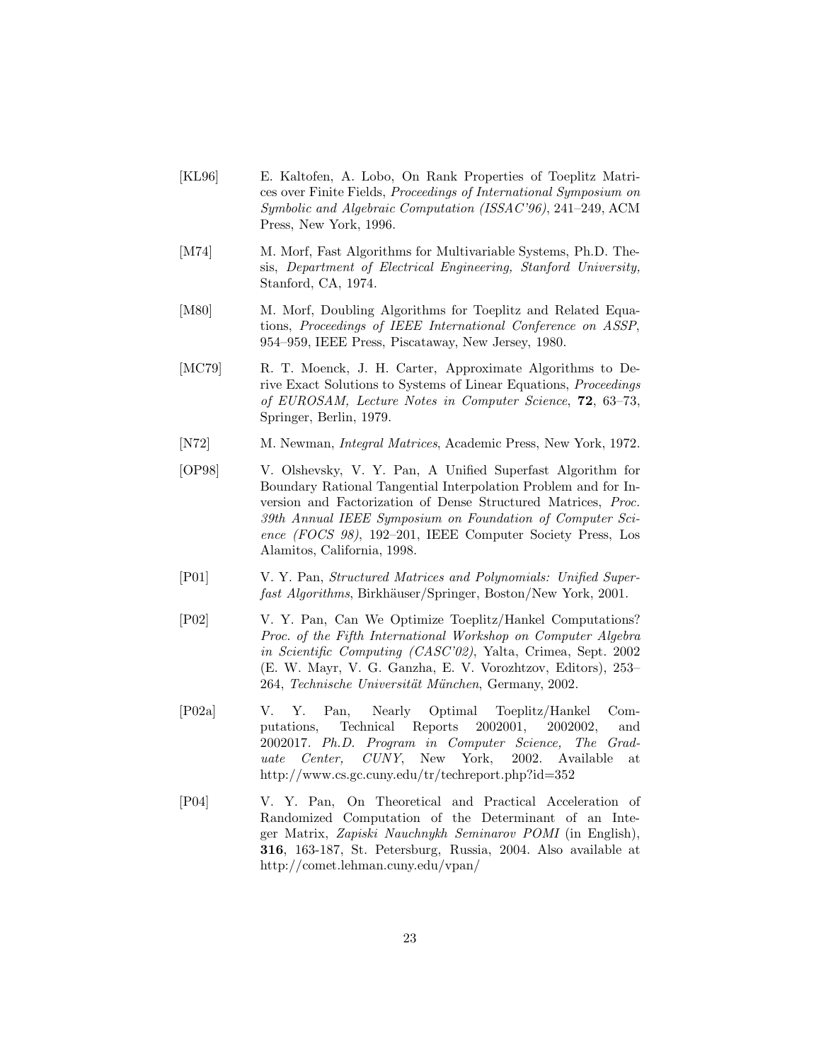[KL96] E. Kaltofen, A. Lobo, On Rank Properties of Toeplitz Matrices over Finite Fields, *Proceedings of International Symposium on Symbolic and Algebraic Computation (ISSAC'96)*, 241–249, ACM Press, New York, 1996.

[M74] M. Morf, Fast Algorithms for Multivariable Systems, Ph.D. Thesis, *Department of Electrical Engineering, Stanford University,* Stanford, CA, 1974.

[M80] M. Morf, Doubling Algorithms for Toeplitz and Related Equations, *Proceedings of IEEE International Conference on ASSP*, 954–959, IEEE Press, Piscataway, New Jersey, 1980.

[MC79] R. T. Moenck, J. H. Carter, Approximate Algorithms to Derive Exact Solutions to Systems of Linear Equations, *Proceedings of EUROSAM, Lecture Notes in Computer Science*, **72**, 63–73, Springer, Berlin, 1979.

[N72] M. Newman, *Integral Matrices*, Academic Press, New York, 1972.

[OP98] V. Olshevsky, V. Y. Pan, A Unified Superfast Algorithm for Boundary Rational Tangential Interpolation Problem and for Inversion and Factorization of Dense Structured Matrices, *Proc. 39th Annual IEEE Symposium on Foundation of Computer Science (FOCS 98)*, 192–201, IEEE Computer Society Press, Los Alamitos, California, 1998.

[P01] V. Y. Pan, *Structured Matrices and Polynomials: Unified Superfast Algorithms*, Birkhäuser/Springer, Boston/New York, 2001.

[P02] V. Y. Pan, Can We Optimize Toeplitz/Hankel Computations? *Proc. of the Fifth International Workshop on Computer Algebra in Scientific Computing (CASC'02)*, Yalta, Crimea, Sept. 2002 (E. W. Mayr, V. G. Ganzha, E. V. Vorozhtzov, Editors), 253–264, *Technische Universität München*, Germany, 2002.

[P02a] V. Y. Pan, Nearly Optimal Toeplitz/Hankel Computations, Technical Reports 2002001, 2002002, and 2002017. *Ph.D. Program in Computer Science, The Graduate Center, CUNY*, New York, 2002. Available at http://www.cs.gc.cuny.edu/tr/techreport.php?id=352

[P04] V. Y. Pan, On Theoretical and Practical Acceleration of Randomized Computation of the Determinant of an Integer Matrix, *Zapiski Nauchnykh Seminarov POMI* (in English), **316**, 163-187, St. Petersburg, Russia, 2004. Also available at http://comet.lehman.cuny.edu/vpan/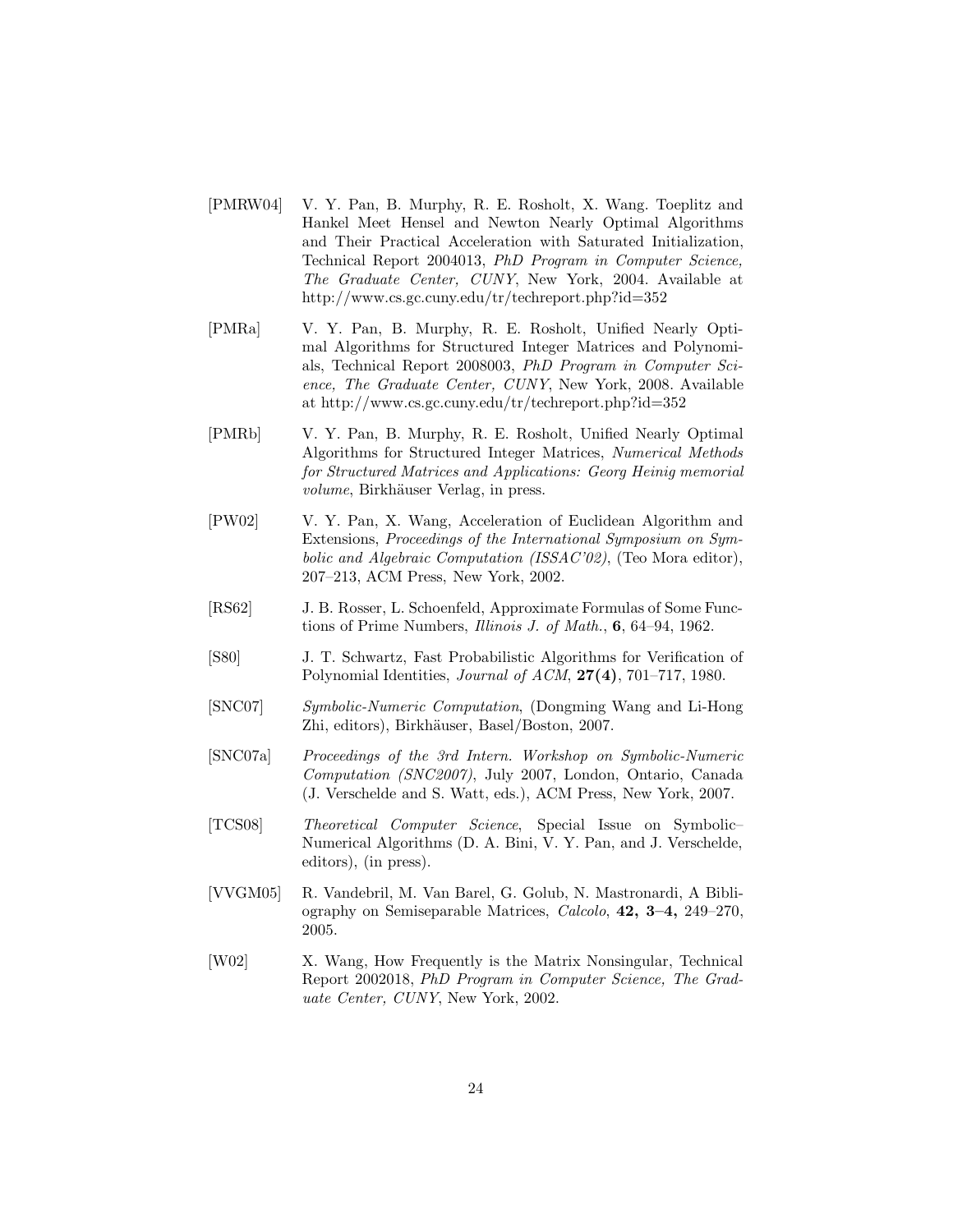[PMRW04] V. Y. Pan, B. Murphy, R. E. Rosholt, X. Wang. Toeplitz and Hankel Meet Hensel and Newton Nearly Optimal Algorithms and Their Practical Acceleration with Saturated Initialization, Technical Report 2004013, *PhD Program in Computer Science, The Graduate Center, CUNY*, New York, 2004. Available at http://www.cs.gc.cuny.edu/tr/techreport.php?id=352

[PMRa] V. Y. Pan, B. Murphy, R. E. Rosholt, Unified Nearly Optimal Algorithms for Structured Integer Matrices and Polynomials, Technical Report 2008003, *PhD Program in Computer Science, The Graduate Center, CUNY*, New York, 2008. Available at http://www.cs.gc.cuny.edu/tr/techreport.php?id=352

[PMRb] V. Y. Pan, B. Murphy, R. E. Rosholt, Unified Nearly Optimal Algorithms for Structured Integer Matrices, *Numerical Methods for Structured Matrices and Applications: Georg Heinig memorial volume*, Birkhäuser Verlag, in press.

[PW02] V. Y. Pan, X. Wang, Acceleration of Euclidean Algorithm and Extensions, *Proceedings of the International Symposium on Symbolic and Algebraic Computation (ISSAC'02)*, (Teo Mora editor), 207–213, ACM Press, New York, 2002.

[RS62] J. B. Rosser, L. Schoenfeld, Approximate Formulas of Some Functions of Prime Numbers, *Illinois J. of Math.*, **6**, 64–94, 1962.

[S80] J. T. Schwartz, Fast Probabilistic Algorithms for Verification of Polynomial Identities, *Journal of ACM*, **27(4)**, 701–717, 1980.

[SNC07] *Symbolic-Numeric Computation*, (Dongming Wang and Li-Hong Zhi, editors), Birkhäuser, Basel/Boston, 2007.

[SNC07a] *Proceedings of the 3rd Intern. Workshop on Symbolic-Numeric Computation (SNC2007)*, July 2007, London, Ontario, Canada (J. Verschelde and S. Watt, eds.), ACM Press, New York, 2007.

[TCS08] *Theoretical Computer Science*, Special Issue on Symbolic–Numerical Algorithms (D. A. Bini, V. Y. Pan, and J. Verschelde, editors), (in press).

[VVGM05] R. Vandebril, M. Van Barel, G. Golub, N. Mastronardi, A Bibliography on Semiseparable Matrices, *Calcolo*, **42, 3–4,** 249–270, 2005.

[W02] X. Wang, How Frequently is the Matrix Nonsingular, Technical Report 2002018, *PhD Program in Computer Science, The Graduate Center, CUNY*, New York, 2002.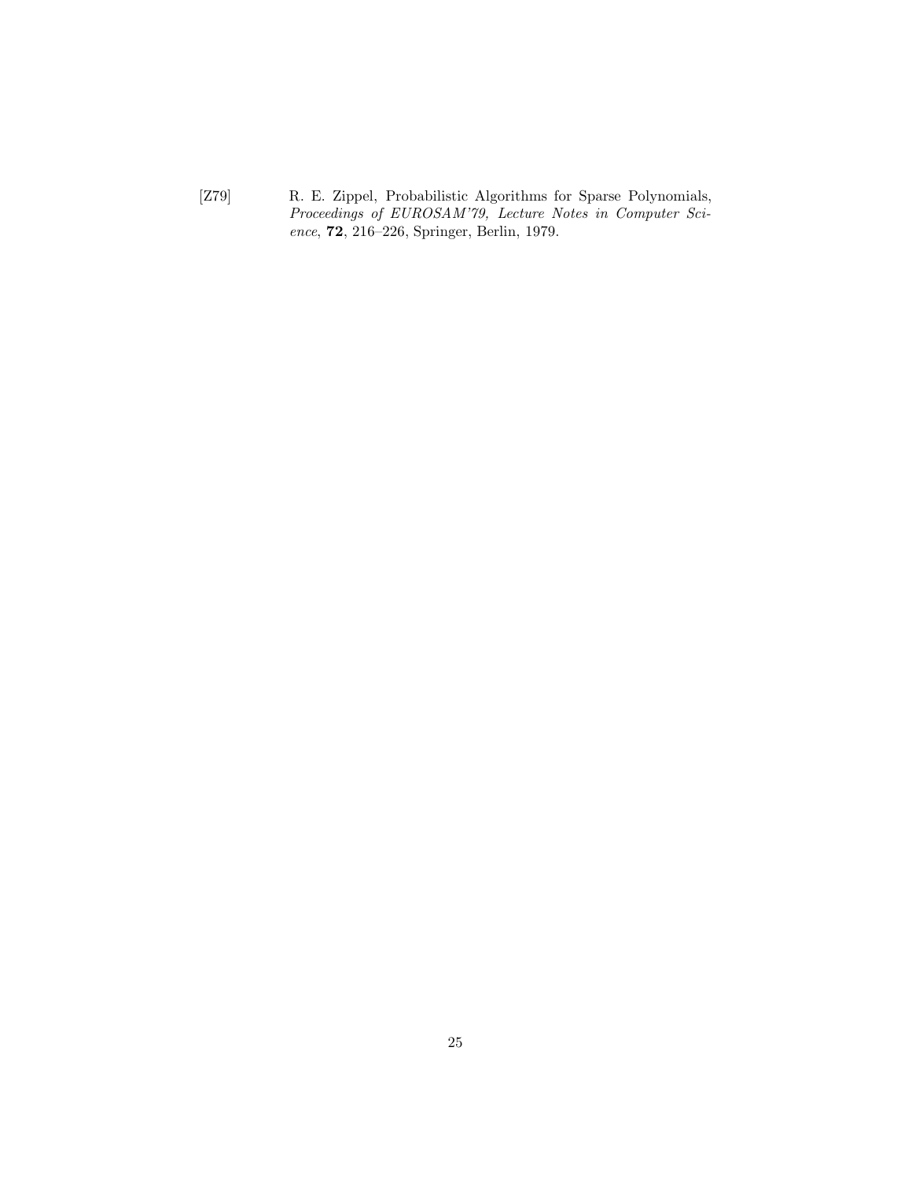[Z79] R. E. Zippel, Probabilistic Algorithms for Sparse Polynomials, *Proceedings of EUROSAM'79, Lecture Notes in Computer Science*, **72**, 216–226, Springer, Berlin, 1979.